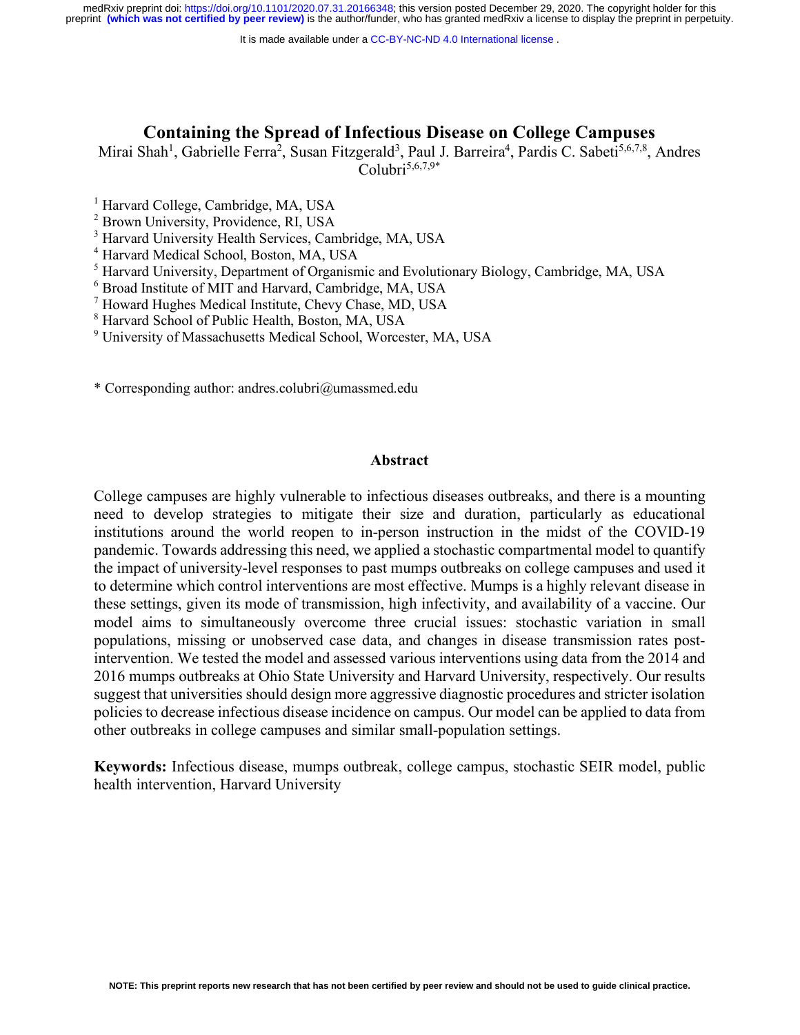# Containing the Spread of Infectious Disease on College Campuses

Mirai Shah[1], Gabrielle Ferra[2], Susan Fitzgerald[3], Paul J. Barreira[4], Pardis C. Sabeti[5,6,7,8], Andres Colubri[5,6,7,9*]

[1] Harvard College, Cambridge, MA, USA
[2] Brown University, Providence, RI, USA
[3] Harvard University Health Services, Cambridge, MA, USA
[4] Harvard Medical School, Boston, MA, USA
[5] Harvard University, Department of Organismic and Evolutionary Biology, Cambridge, MA, USA
[6] Broad Institute of MIT and Harvard, Cambridge, MA, USA
[7] Howard Hughes Medical Institute, Chevy Chase, MD, USA
[8] Harvard School of Public Health, Boston, MA, USA
[9] University of Massachusetts Medical School, Worcester, MA, USA

* Corresponding author: andres.colubri@umassmed.edu

## Abstract

College campuses are highly vulnerable to infectious diseases outbreaks, and there is a mounting need to develop strategies to mitigate their size and duration, particularly as educational institutions around the world reopen to in-person instruction in the midst of the COVID-19 pandemic. Towards addressing this need, we applied a stochastic compartmental model to quantify the impact of university-level responses to past mumps outbreaks on college campuses and used it to determine which control interventions are most effective. Mumps is a highly relevant disease in these settings, given its mode of transmission, high infectivity, and availability of a vaccine. Our model aims to simultaneously overcome three crucial issues: stochastic variation in small populations, missing or unobserved case data, and changes in disease transmission rates post-intervention. We tested the model and assessed various interventions using data from the 2014 and 2016 mumps outbreaks at Ohio State University and Harvard University, respectively. Our results suggest that universities should design more aggressive diagnostic procedures and stricter isolation policies to decrease infectious disease incidence on campus. Our model can be applied to data from other outbreaks in college campuses and similar small-population settings.

**Keywords:** Infectious disease, mumps outbreak, college campus, stochastic SEIR model, public health intervention, Harvard University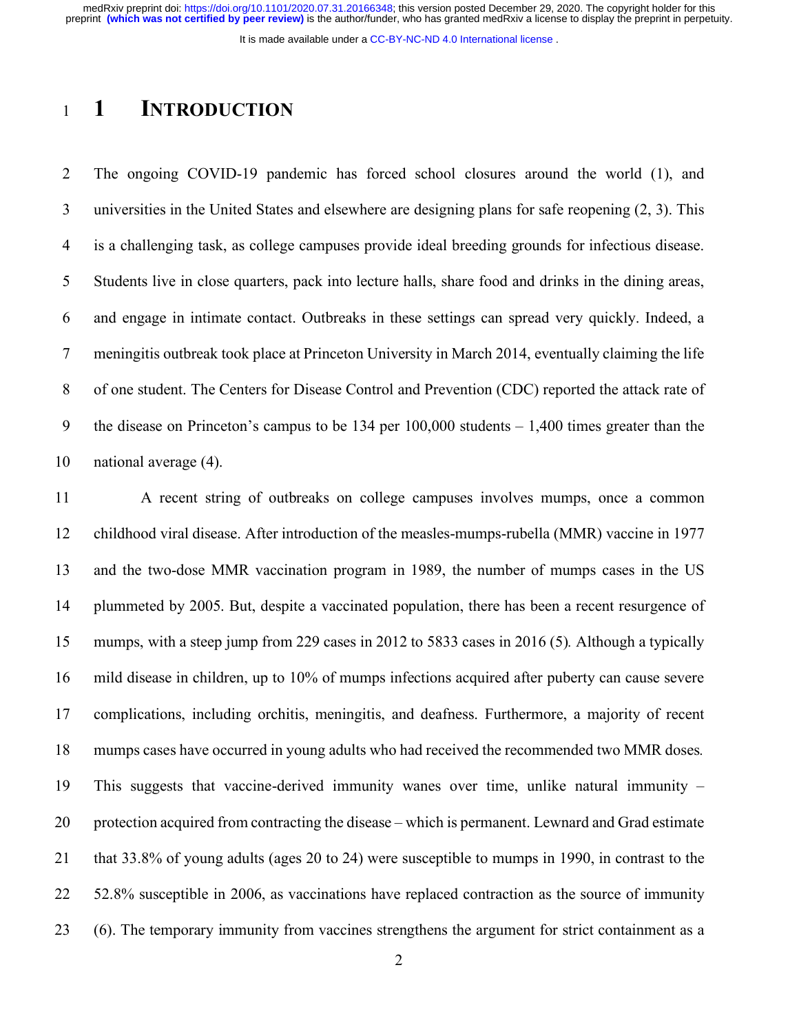# 1 INTRODUCTION

The ongoing COVID-19 pandemic has forced school closures around the world (1), and universities in the United States and elsewhere are designing plans for safe reopening (2, 3). This is a challenging task, as college campuses provide ideal breeding grounds for infectious disease. Students live in close quarters, pack into lecture halls, share food and drinks in the dining areas, and engage in intimate contact. Outbreaks in these settings can spread very quickly. Indeed, a meningitis outbreak took place at Princeton University in March 2014, eventually claiming the life of one student. The Centers for Disease Control and Prevention (CDC) reported the attack rate of the disease on Princeton's campus to be 134 per 100,000 students – 1,400 times greater than the national average (4).

A recent string of outbreaks on college campuses involves mumps, once a common childhood viral disease. After introduction of the measles-mumps-rubella (MMR) vaccine in 1977 and the two-dose MMR vaccination program in 1989, the number of mumps cases in the US plummeted by 2005. But, despite a vaccinated population, there has been a recent resurgence of mumps, with a steep jump from 229 cases in 2012 to 5833 cases in 2016 (5). Although a typically mild disease in children, up to 10% of mumps infections acquired after puberty can cause severe complications, including orchitis, meningitis, and deafness. Furthermore, a majority of recent mumps cases have occurred in young adults who had received the recommended two MMR doses. This suggests that vaccine-derived immunity wanes over time, unlike natural immunity – protection acquired from contracting the disease – which is permanent. Lewnard and Grad estimate that 33.8% of young adults (ages 20 to 24) were susceptible to mumps in 1990, in contrast to the 52.8% susceptible in 2006, as vaccinations have replaced contraction as the source of immunity (6). The temporary immunity from vaccines strengthens the argument for strict containment as a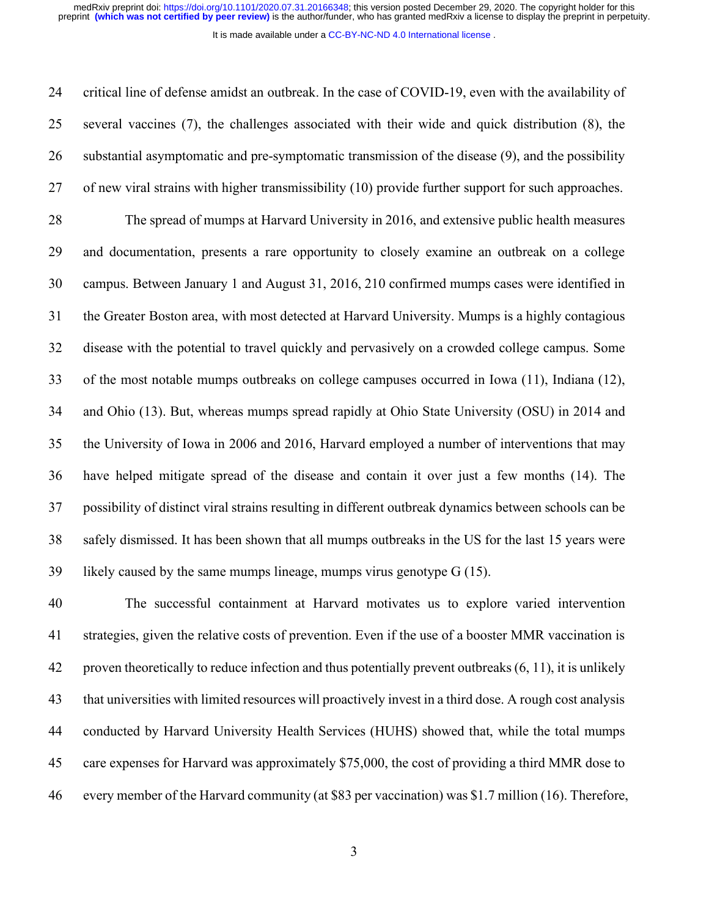critical line of defense amidst an outbreak. In the case of COVID-19, even with the availability of several vaccines (7), the challenges associated with their wide and quick distribution (8), the substantial asymptomatic and pre-symptomatic transmission of the disease (9), and the possibility of new viral strains with higher transmissibility (10) provide further support for such approaches.

The spread of mumps at Harvard University in 2016, and extensive public health measures and documentation, presents a rare opportunity to closely examine an outbreak on a college campus. Between January 1 and August 31, 2016, 210 confirmed mumps cases were identified in the Greater Boston area, with most detected at Harvard University. Mumps is a highly contagious disease with the potential to travel quickly and pervasively on a crowded college campus. Some of the most notable mumps outbreaks on college campuses occurred in Iowa (11), Indiana (12), and Ohio (13). But, whereas mumps spread rapidly at Ohio State University (OSU) in 2014 and the University of Iowa in 2006 and 2016, Harvard employed a number of interventions that may have helped mitigate spread of the disease and contain it over just a few months (14). The possibility of distinct viral strains resulting in different outbreak dynamics between schools can be safely dismissed. It has been shown that all mumps outbreaks in the US for the last 15 years were likely caused by the same mumps lineage, mumps virus genotype G (15).

The successful containment at Harvard motivates us to explore varied intervention strategies, given the relative costs of prevention. Even if the use of a booster MMR vaccination is proven theoretically to reduce infection and thus potentially prevent outbreaks (6, 11), it is unlikely that universities with limited resources will proactively invest in a third dose. A rough cost analysis conducted by Harvard University Health Services (HUHS) showed that, while the total mumps care expenses for Harvard was approximately $75,000, the cost of providing a third MMR dose to every member of the Harvard community (at $83 per vaccination) was $1.7 million (16). Therefore,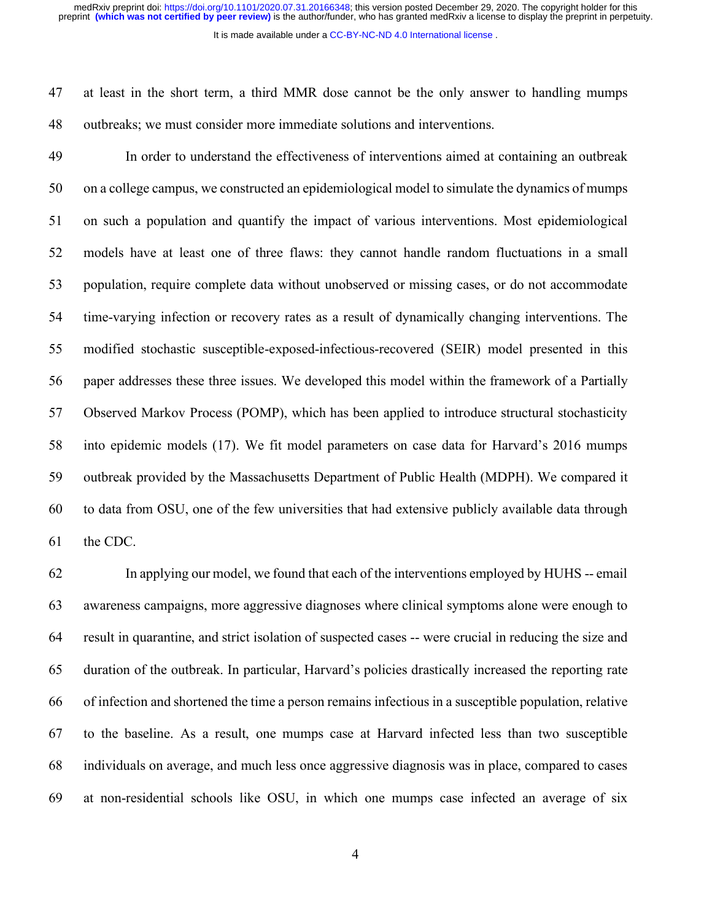at least in the short term, a third MMR dose cannot be the only answer to handling mumps outbreaks; we must consider more immediate solutions and interventions.

In order to understand the effectiveness of interventions aimed at containing an outbreak on a college campus, we constructed an epidemiological model to simulate the dynamics of mumps on such a population and quantify the impact of various interventions. Most epidemiological models have at least one of three flaws: they cannot handle random fluctuations in a small population, require complete data without unobserved or missing cases, or do not accommodate time-varying infection or recovery rates as a result of dynamically changing interventions. The modified stochastic susceptible-exposed-infectious-recovered (SEIR) model presented in this paper addresses these three issues. We developed this model within the framework of a Partially Observed Markov Process (POMP), which has been applied to introduce structural stochasticity into epidemic models (17). We fit model parameters on case data for Harvard's 2016 mumps outbreak provided by the Massachusetts Department of Public Health (MDPH). We compared it to data from OSU, one of the few universities that had extensive publicly available data through the CDC.

In applying our model, we found that each of the interventions employed by HUHS -- email awareness campaigns, more aggressive diagnoses where clinical symptoms alone were enough to result in quarantine, and strict isolation of suspected cases -- were crucial in reducing the size and duration of the outbreak. In particular, Harvard's policies drastically increased the reporting rate of infection and shortened the time a person remains infectious in a susceptible population, relative to the baseline. As a result, one mumps case at Harvard infected less than two susceptible individuals on average, and much less once aggressive diagnosis was in place, compared to cases at non-residential schools like OSU, in which one mumps case infected an average of six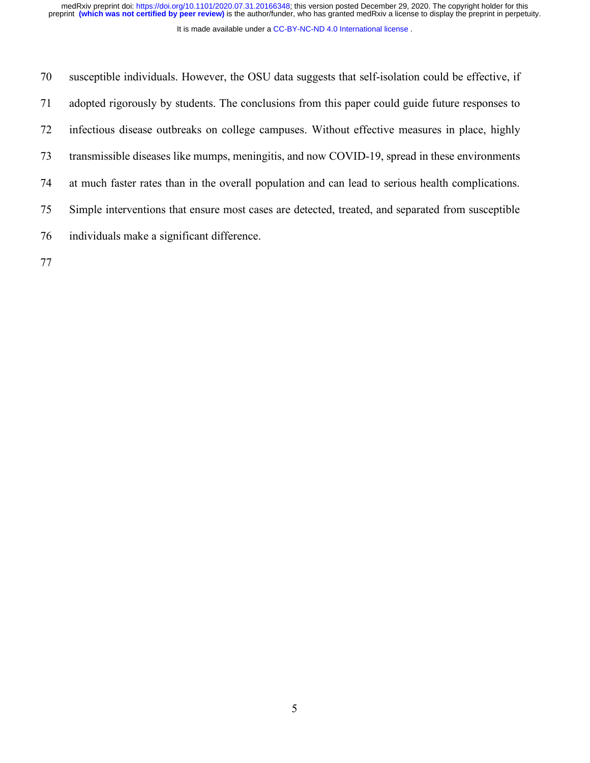susceptible individuals. However, the OSU data suggests that self-isolation could be effective, if adopted rigorously by students. The conclusions from this paper could guide future responses to infectious disease outbreaks on college campuses. Without effective measures in place, highly transmissible diseases like mumps, meningitis, and now COVID-19, spread in these environments at much faster rates than in the overall population and can lead to serious health complications. Simple interventions that ensure most cases are detected, treated, and separated from susceptible individuals make a significant difference.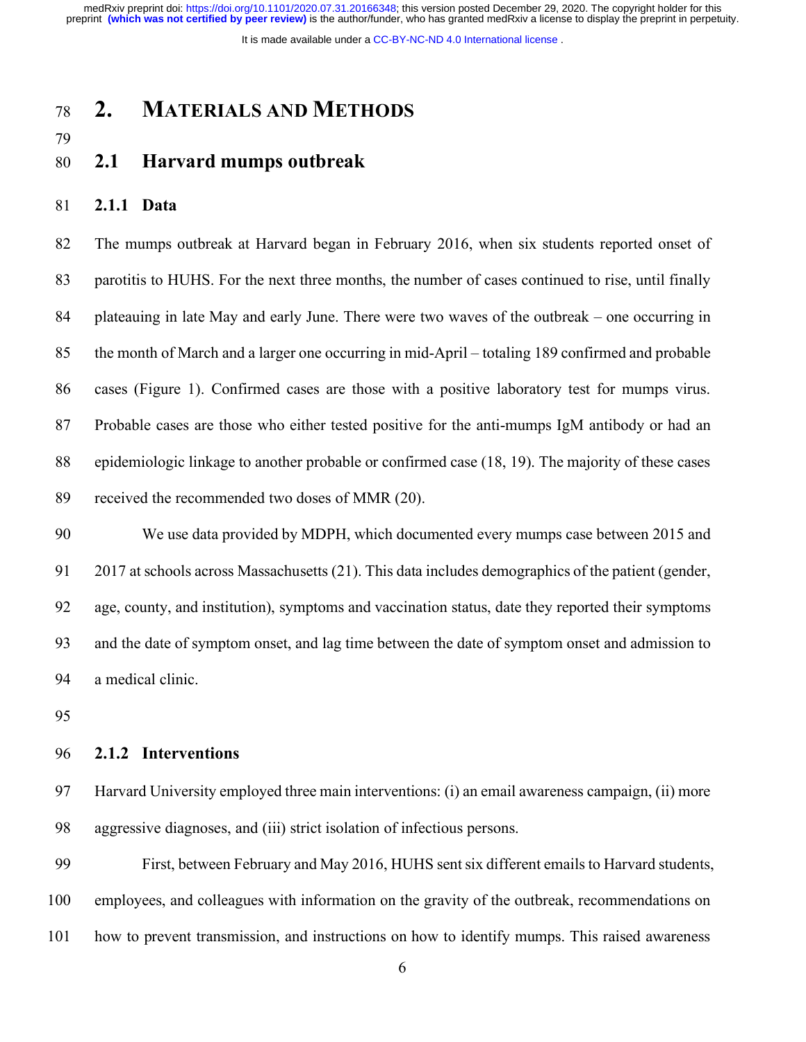# 2. MATERIALS AND METHODS

## 2.1 Harvard mumps outbreak

### 2.1.1 Data

The mumps outbreak at Harvard began in February 2016, when six students reported onset of parotitis to HUHS. For the next three months, the number of cases continued to rise, until finally plateauing in late May and early June. There were two waves of the outbreak – one occurring in the month of March and a larger one occurring in mid-April – totaling 189 confirmed and probable cases (Figure 1). Confirmed cases are those with a positive laboratory test for mumps virus. Probable cases are those who either tested positive for the anti-mumps IgM antibody or had an epidemiologic linkage to another probable or confirmed case (18, 19). The majority of these cases received the recommended two doses of MMR (20).

We use data provided by MDPH, which documented every mumps case between 2015 and 2017 at schools across Massachusetts (21). This data includes demographics of the patient (gender, age, county, and institution), symptoms and vaccination status, date they reported their symptoms and the date of symptom onset, and lag time between the date of symptom onset and admission to a medical clinic.

### 2.1.2 Interventions

Harvard University employed three main interventions: (i) an email awareness campaign, (ii) more aggressive diagnoses, and (iii) strict isolation of infectious persons.

First, between February and May 2016, HUHS sent six different emails to Harvard students, employees, and colleagues with information on the gravity of the outbreak, recommendations on how to prevent transmission, and instructions on how to identify mumps. This raised awareness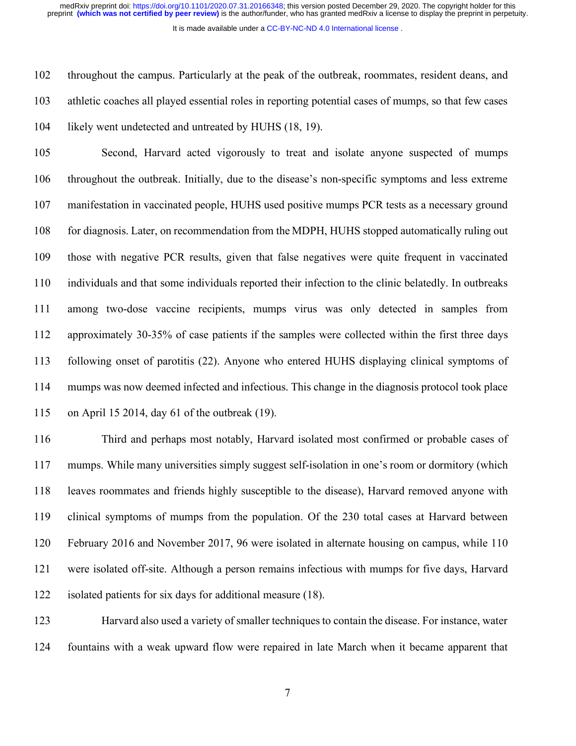throughout the campus. Particularly at the peak of the outbreak, roommates, resident deans, and athletic coaches all played essential roles in reporting potential cases of mumps, so that few cases likely went undetected and untreated by HUHS (18, 19).

Second, Harvard acted vigorously to treat and isolate anyone suspected of mumps throughout the outbreak. Initially, due to the disease's non-specific symptoms and less extreme manifestation in vaccinated people, HUHS used positive mumps PCR tests as a necessary ground for diagnosis. Later, on recommendation from the MDPH, HUHS stopped automatically ruling out those with negative PCR results, given that false negatives were quite frequent in vaccinated individuals and that some individuals reported their infection to the clinic belatedly. In outbreaks among two-dose vaccine recipients, mumps virus was only detected in samples from approximately 30-35% of case patients if the samples were collected within the first three days following onset of parotitis (22). Anyone who entered HUHS displaying clinical symptoms of mumps was now deemed infected and infectious. This change in the diagnosis protocol took place on April 15 2014, day 61 of the outbreak (19).

Third and perhaps most notably, Harvard isolated most confirmed or probable cases of mumps. While many universities simply suggest self-isolation in one's room or dormitory (which leaves roommates and friends highly susceptible to the disease), Harvard removed anyone with clinical symptoms of mumps from the population. Of the 230 total cases at Harvard between February 2016 and November 2017, 96 were isolated in alternate housing on campus, while 110 were isolated off-site. Although a person remains infectious with mumps for five days, Harvard isolated patients for six days for additional measure (18).

Harvard also used a variety of smaller techniques to contain the disease. For instance, water fountains with a weak upward flow were repaired in late March when it became apparent that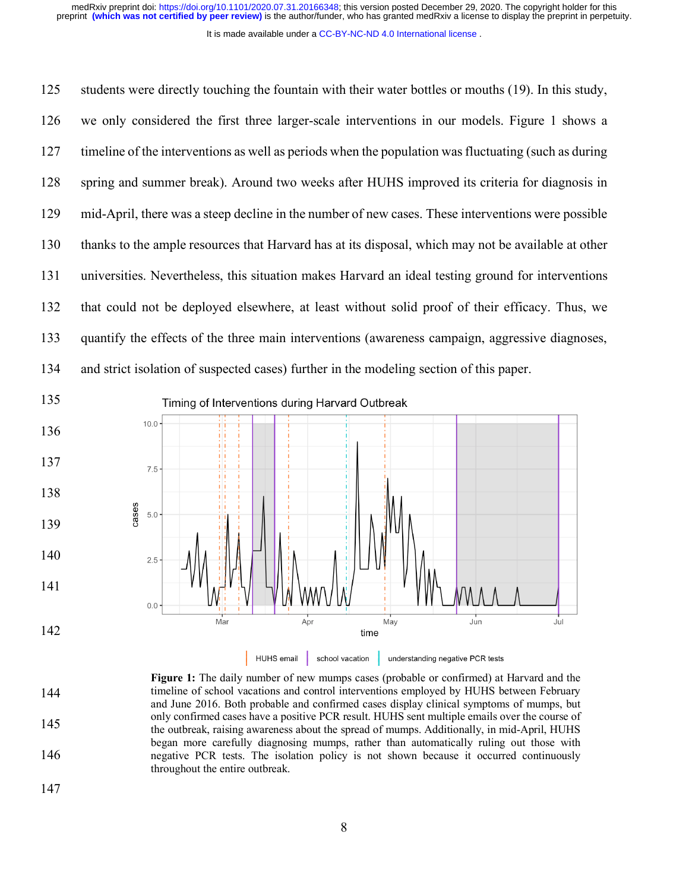students were directly touching the fountain with their water bottles or mouths (19). In this study, we only considered the first three larger-scale interventions in our models. Figure 1 shows a timeline of the interventions as well as periods when the population was fluctuating (such as during spring and summer break). Around two weeks after HUHS improved its criteria for diagnosis in mid-April, there was a steep decline in the number of new cases. These interventions were possible thanks to the ample resources that Harvard has at its disposal, which may not be available at other universities. Nevertheless, this situation makes Harvard an ideal testing ground for interventions that could not be deployed elsewhere, at least without solid proof of their efficacy. Thus, we quantify the effects of the three main interventions (awareness campaign, aggressive diagnoses, and strict isolation of suspected cases) further in the modeling section of this paper.

**Figure 1:** The daily number of new mumps cases (probable or confirmed) at Harvard and the timeline of school vacations and control interventions employed by HUHS between February and June 2016. Both probable and confirmed cases display clinical symptoms of mumps, but only confirmed cases have a positive PCR result. HUHS sent multiple emails over the course of the outbreak, raising awareness about the spread of mumps. Additionally, in mid-April, HUHS began more carefully diagnosing mumps, rather than automatically ruling out those with negative PCR tests. The isolation policy is not shown because it occurred continuously throughout the entire outbreak.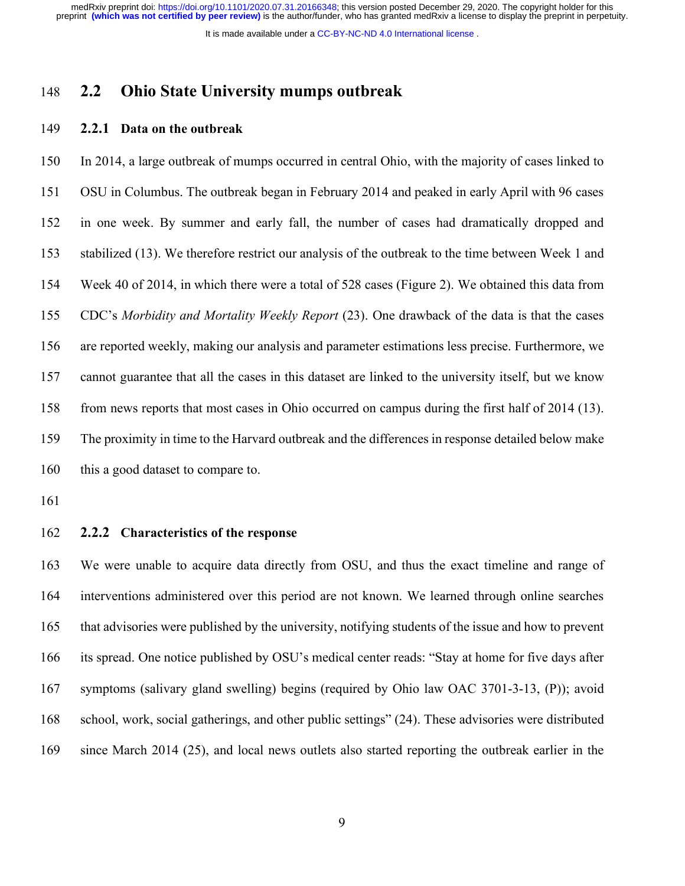## 2.2 Ohio State University mumps outbreak

### 2.2.1 Data on the outbreak

In 2014, a large outbreak of mumps occurred in central Ohio, with the majority of cases linked to OSU in Columbus. The outbreak began in February 2014 and peaked in early April with 96 cases in one week. By summer and early fall, the number of cases had dramatically dropped and stabilized (13). We therefore restrict our analysis of the outbreak to the time between Week 1 and Week 40 of 2014, in which there were a total of 528 cases (Figure 2). We obtained this data from CDC's *Morbidity and Mortality Weekly Report* (23). One drawback of the data is that the cases are reported weekly, making our analysis and parameter estimations less precise. Furthermore, we cannot guarantee that all the cases in this dataset are linked to the university itself, but we know from news reports that most cases in Ohio occurred on campus during the first half of 2014 (13). The proximity in time to the Harvard outbreak and the differences in response detailed below make this a good dataset to compare to.

### 2.2.2 Characteristics of the response

We were unable to acquire data directly from OSU, and thus the exact timeline and range of interventions administered over this period are not known. We learned through online searches that advisories were published by the university, notifying students of the issue and how to prevent its spread. One notice published by OSU's medical center reads: "Stay at home for five days after symptoms (salivary gland swelling) begins (required by Ohio law OAC 3701-3-13, (P)); avoid school, work, social gatherings, and other public settings" (24). These advisories were distributed since March 2014 (25), and local news outlets also started reporting the outbreak earlier in the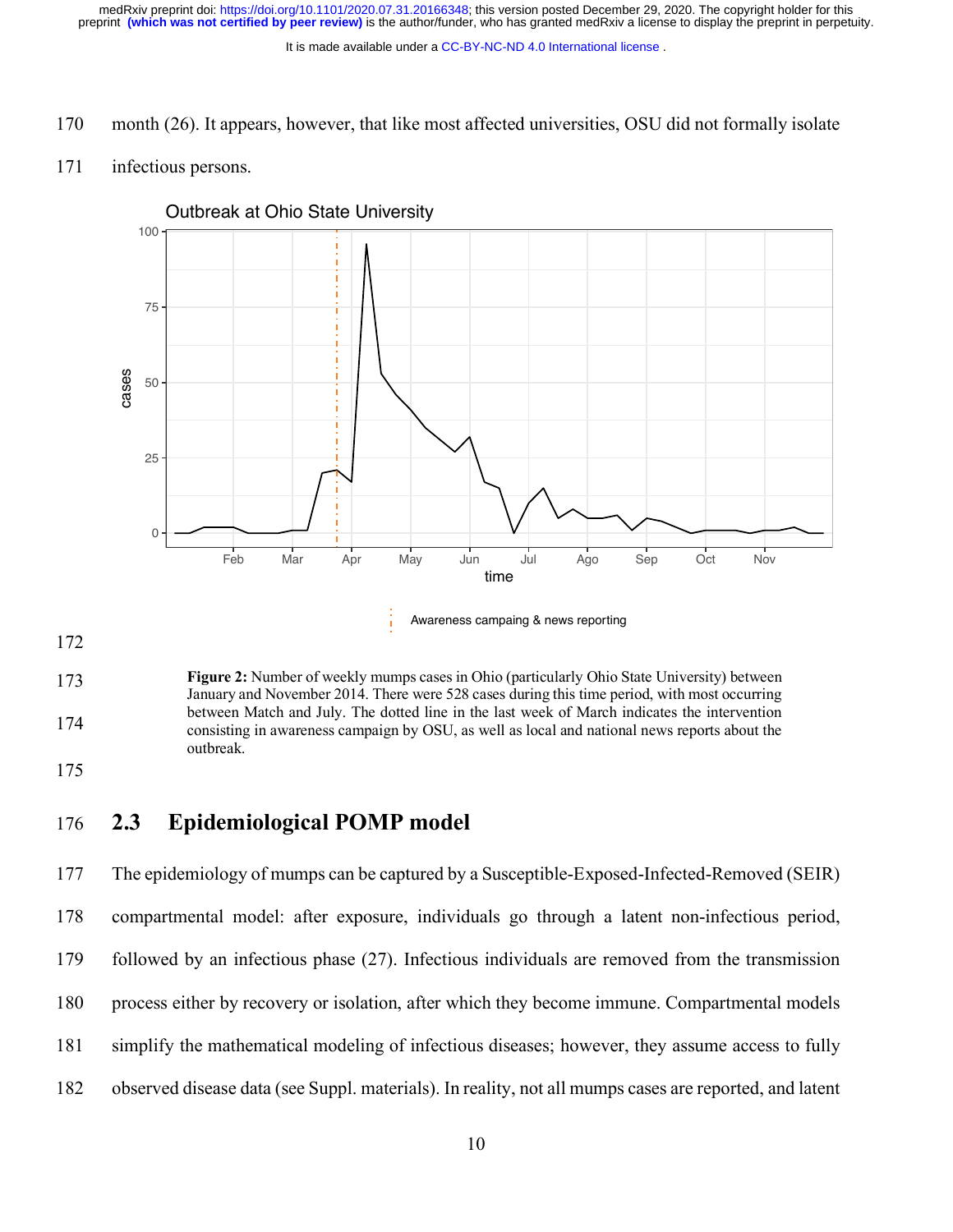month (26). It appears, however, that like most affected universities, OSU did not formally isolate infectious persons.

**Figure 2:** Number of weekly mumps cases in Ohio (particularly Ohio State University) between January and November 2014. There were 528 cases during this time period, with most occurring between Match and July. The dotted line in the last week of March indicates the intervention consisting in awareness campaign by OSU, as well as local and national news reports about the outbreak.

## 2.3 Epidemiological POMP model

The epidemiology of mumps can be captured by a Susceptible-Exposed-Infected-Removed (SEIR) compartmental model: after exposure, individuals go through a latent non-infectious period, followed by an infectious phase (27). Infectious individuals are removed from the transmission process either by recovery or isolation, after which they become immune. Compartmental models simplify the mathematical modeling of infectious diseases; however, they assume access to fully observed disease data (see Suppl. materials). In reality, not all mumps cases are reported, and latent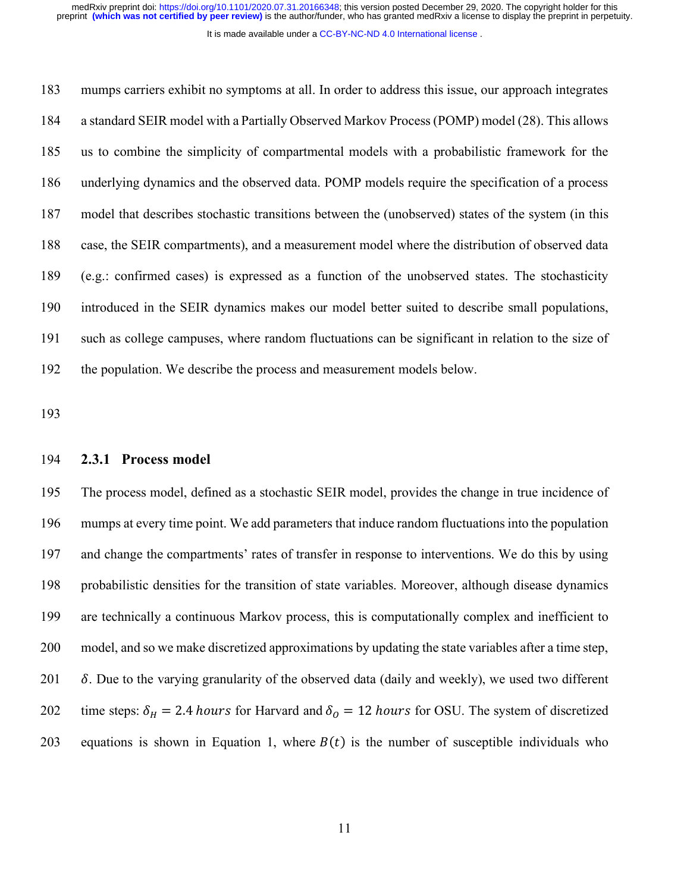mumps carriers exhibit no symptoms at all. In order to address this issue, our approach integrates a standard SEIR model with a Partially Observed Markov Process (POMP) model (28). This allows us to combine the simplicity of compartmental models with a probabilistic framework for the underlying dynamics and the observed data. POMP models require the specification of a process model that describes stochastic transitions between the (unobserved) states of the system (in this case, the SEIR compartments), and a measurement model where the distribution of observed data (e.g.: confirmed cases) is expressed as a function of the unobserved states. The stochasticity introduced in the SEIR dynamics makes our model better suited to describe small populations, such as college campuses, where random fluctuations can be significant in relation to the size of the population. We describe the process and measurement models below.

### 2.3.1 Process model

The process model, defined as a stochastic SEIR model, provides the change in true incidence of mumps at every time point. We add parameters that induce random fluctuations into the population and change the compartments' rates of transfer in response to interventions. We do this by using probabilistic densities for the transition of state variables. Moreover, although disease dynamics are technically a continuous Markov process, this is computationally complex and inefficient to model, and so we make discretized approximations by updating the state variables after a time step, $\delta$. Due to the varying granularity of the observed data (daily and weekly), we used two different time steps: $\delta_H = 2.4\ hours$ for Harvard and $\delta_O = 12\ hours$ for OSU. The system of discretized equations is shown in Equation 1, where $B(t)$ is the number of susceptible individuals who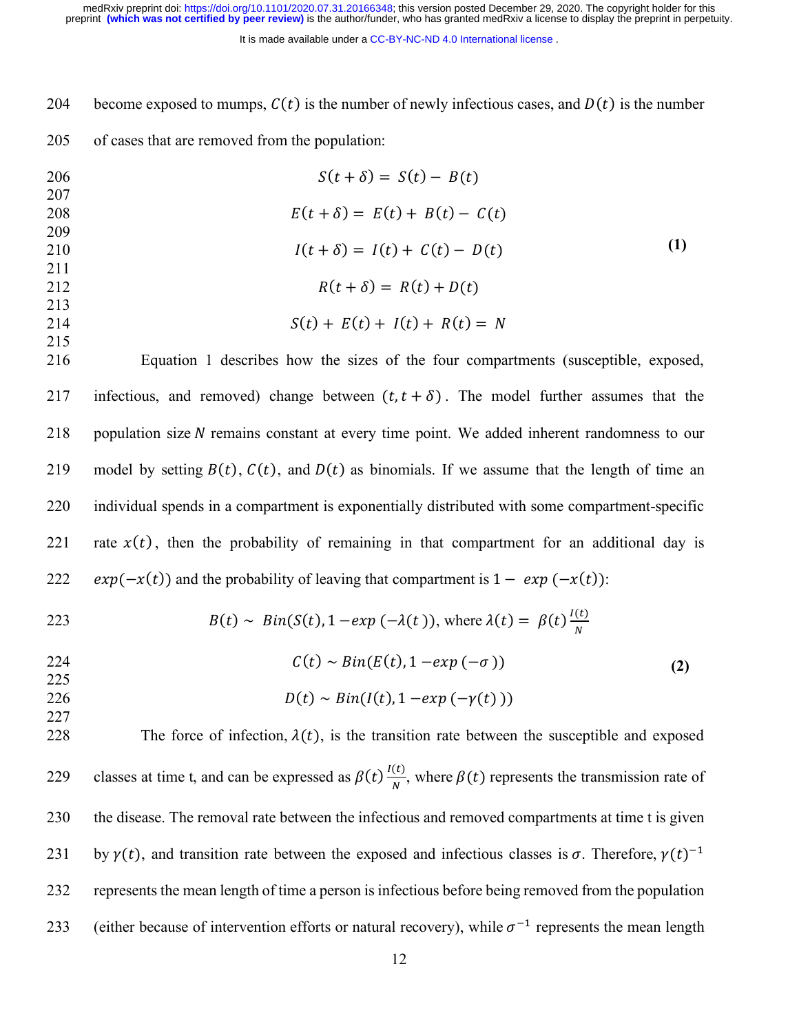become exposed to mumps, $C(t)$ is the number of newly infectious cases, and $D(t)$ is the number of cases that are removed from the population:

$$
\begin{aligned}
S(t+\delta) &= S(t) - B(t) \\
E(t+\delta) &= E(t) + B(t) - C(t) \\
I(t+\delta) &= I(t) + C(t) - D(t) \\
R(t+\delta) &= R(t) + D(t) \\
S(t) + E(t) + I(t) + R(t) &= N
\end{aligned} \tag{1}
$$

Equation 1 describes how the sizes of the four compartments (susceptible, exposed, infectious, and removed) change between $(t, t+\delta)$. The model further assumes that the population size $N$ remains constant at every time point. We added inherent randomness to our model by setting $B(t)$, $C(t)$, and $D(t)$ as binomials. If we assume that the length of time an individual spends in a compartment is exponentially distributed with some compartment-specific rate $x(t)$, then the probability of remaining in that compartment for an additional day is $exp(-x(t))$ and the probability of leaving that compartment is $1 - exp(-x(t))$:

$$
\begin{aligned}
B(t) &\sim Bin(S(t), 1 - exp(-\lambda(t))), \text{ where } \lambda(t) = \beta(t)\frac{I(t)}{N} \\
C(t) &\sim Bin(E(t), 1 - exp(-\sigma)) \\
D(t) &\sim Bin(I(t), 1 - exp(-\gamma(t)))
\end{aligned} \tag{2}
$$

The force of infection, $\lambda(t)$, is the transition rate between the susceptible and exposed classes at time t, and can be expressed as $\beta(t)\frac{I(t)}{N}$, where $\beta(t)$ represents the transmission rate of the disease. The removal rate between the infectious and removed compartments at time t is given by $\gamma(t)$, and transition rate between the exposed and infectious classes is $\sigma$. Therefore, $\gamma(t)^{-1}$ represents the mean length of time a person is infectious before being removed from the population (either because of intervention efforts or natural recovery), while $\sigma^{-1}$ represents the mean length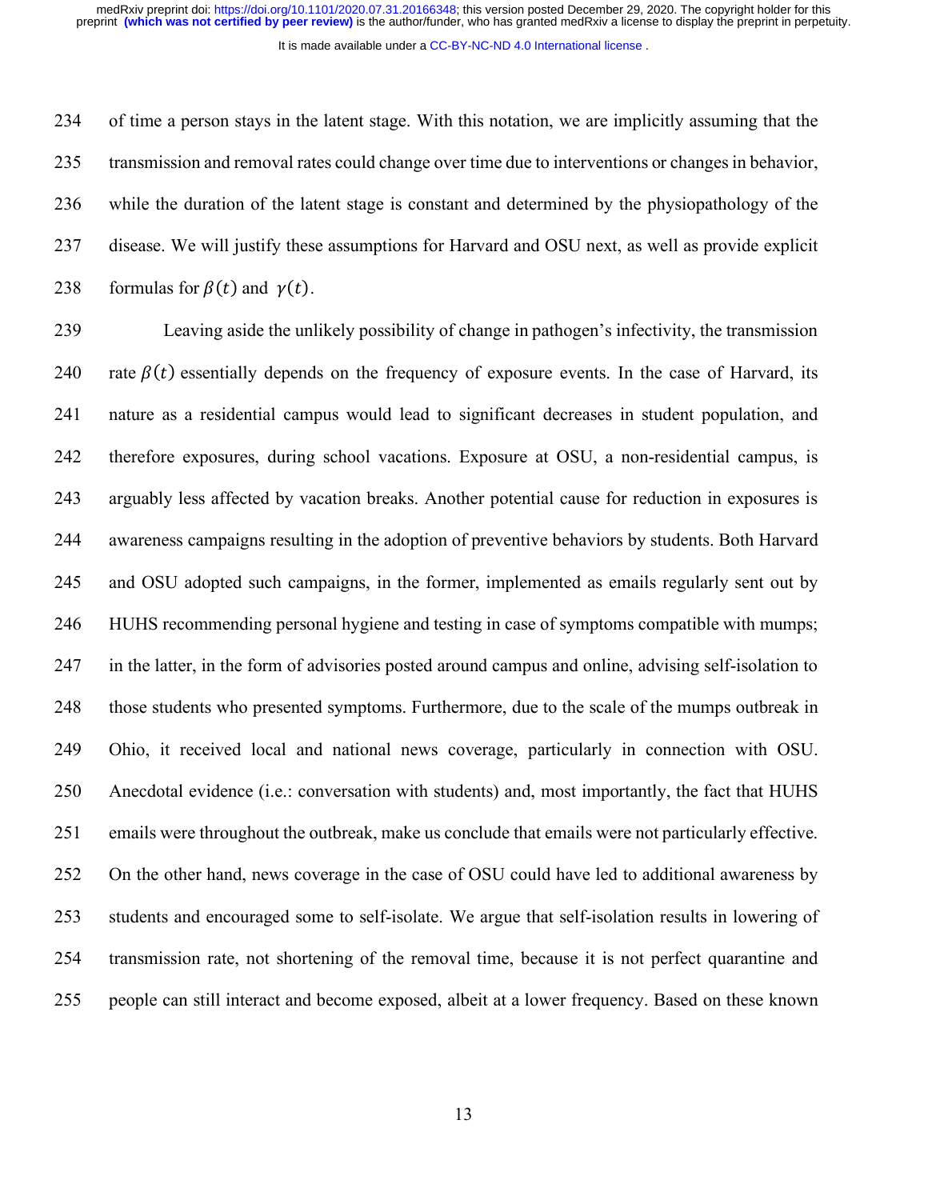of time a person stays in the latent stage. With this notation, we are implicitly assuming that the transmission and removal rates could change over time due to interventions or changes in behavior, while the duration of the latent stage is constant and determined by the physiopathology of the disease. We will justify these assumptions for Harvard and OSU next, as well as provide explicit formulas for $\beta(t)$ and $\gamma(t)$.

Leaving aside the unlikely possibility of change in pathogen's infectivity, the transmission rate $\beta(t)$ essentially depends on the frequency of exposure events. In the case of Harvard, its nature as a residential campus would lead to significant decreases in student population, and therefore exposures, during school vacations. Exposure at OSU, a non-residential campus, is arguably less affected by vacation breaks. Another potential cause for reduction in exposures is awareness campaigns resulting in the adoption of preventive behaviors by students. Both Harvard and OSU adopted such campaigns, in the former, implemented as emails regularly sent out by HUHS recommending personal hygiene and testing in case of symptoms compatible with mumps; in the latter, in the form of advisories posted around campus and online, advising self-isolation to those students who presented symptoms. Furthermore, due to the scale of the mumps outbreak in Ohio, it received local and national news coverage, particularly in connection with OSU. Anecdotal evidence (i.e.: conversation with students) and, most importantly, the fact that HUHS emails were throughout the outbreak, make us conclude that emails were not particularly effective. On the other hand, news coverage in the case of OSU could have led to additional awareness by students and encouraged some to self-isolate. We argue that self-isolation results in lowering of transmission rate, not shortening of the removal time, because it is not perfect quarantine and people can still interact and become exposed, albeit at a lower frequency. Based on these known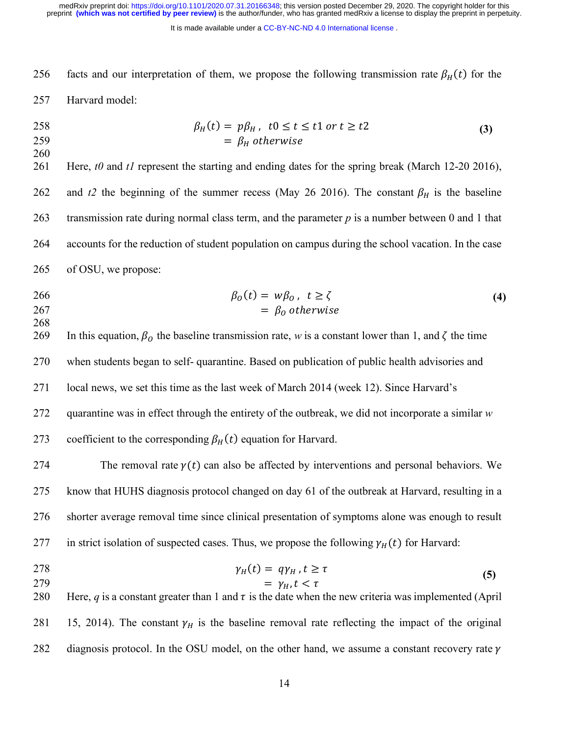facts and our interpretation of them, we propose the following transmission rate $\beta_H(t)$ for the Harvard model:

$$\beta_H(t) = p\beta_H, \quad t0 \le t \le t1 \text{ or } t \ge t2 \qquad (3)$$
$$= \beta_H \text{ otherwise}$$

Here, *t0* and *t1* represent the starting and ending dates for the spring break (March 12-20 2016), and *t2* the beginning of the summer recess (May 26 2016). The constant $\beta_H$ is the baseline transmission rate during normal class term, and the parameter *p* is a number between 0 and 1 that accounts for the reduction of student population on campus during the school vacation. In the case of OSU, we propose:

$$\beta_O(t) = w\beta_O, \quad t \ge \zeta \qquad (4)$$
$$= \beta_O \text{ otherwise}$$

In this equation, $\beta_O$ the baseline transmission rate, *w* is a constant lower than 1, and $\zeta$ the time when students began to self- quarantine. Based on publication of public health advisories and local news, we set this time as the last week of March 2014 (week 12). Since Harvard's quarantine was in effect through the entirety of the outbreak, we did not incorporate a similar *w* coefficient to the corresponding $\beta_H(t)$ equation for Harvard.

The removal rate $\gamma(t)$ can also be affected by interventions and personal behaviors. We know that HUHS diagnosis protocol changed on day 61 of the outbreak at Harvard, resulting in a shorter average removal time since clinical presentation of symptoms alone was enough to result in strict isolation of suspected cases. Thus, we propose the following $\gamma_H(t)$ for Harvard:

$$\gamma_H(t) = q\gamma_H, t \ge \tau \qquad (5)$$
$$= \gamma_H, t < \tau$$

Here, *q* is a constant greater than 1 and $\tau$ is the date when the new criteria was implemented (April 15, 2014). The constant $\gamma_H$ is the baseline removal rate reflecting the impact of the original diagnosis protocol. In the OSU model, on the other hand, we assume a constant recovery rate $\gamma$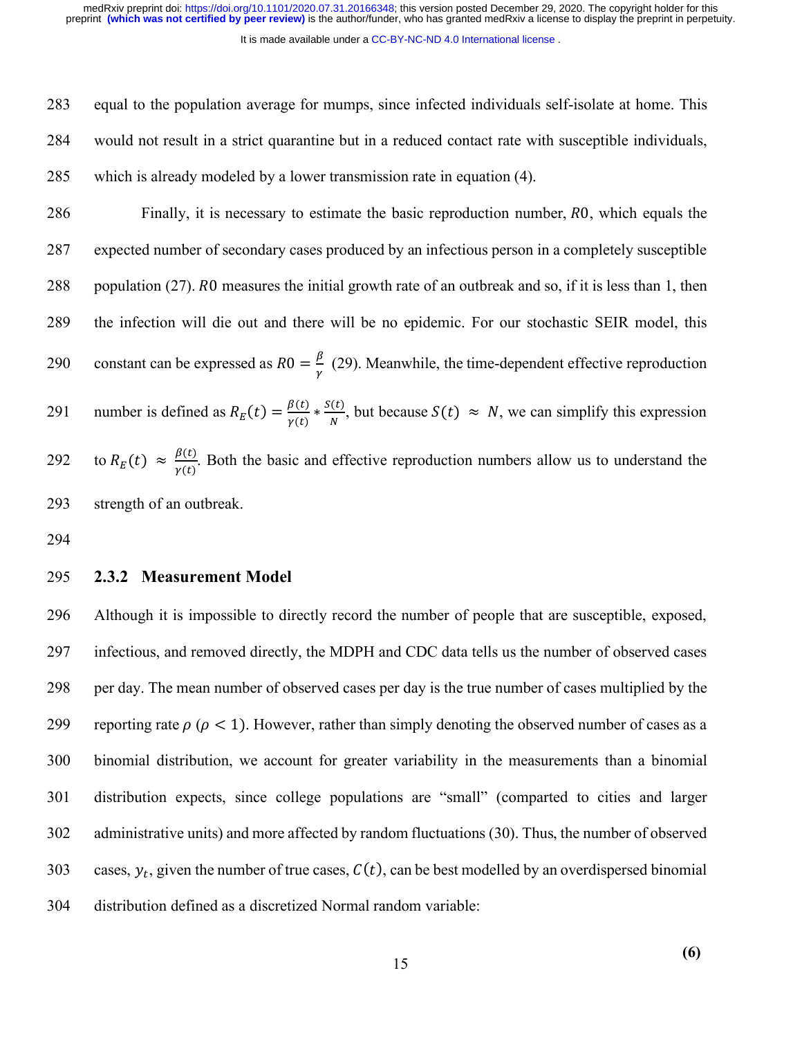equal to the population average for mumps, since infected individuals self-isolate at home. This would not result in a strict quarantine but in a reduced contact rate with susceptible individuals, which is already modeled by a lower transmission rate in equation (4).

Finally, it is necessary to estimate the basic reproduction number, $R0$, which equals the expected number of secondary cases produced by an infectious person in a completely susceptible population (27). $R0$ measures the initial growth rate of an outbreak and so, if it is less than 1, then the infection will die out and there will be no epidemic. For our stochastic SEIR model, this constant can be expressed as $R0 = \frac{\beta}{\gamma}$ (29). Meanwhile, the time-dependent effective reproduction number is defined as $R_E(t) = \frac{\beta(t)}{\gamma(t)} * \frac{S(t)}{N}$, but because $S(t) \approx N$, we can simplify this expression to $R_E(t) \approx \frac{\beta(t)}{\gamma(t)}$. Both the basic and effective reproduction numbers allow us to understand the strength of an outbreak.

### 2.3.2 Measurement Model

Although it is impossible to directly record the number of people that are susceptible, exposed, infectious, and removed directly, the MDPH and CDC data tells us the number of observed cases per day. The mean number of observed cases per day is the true number of cases multiplied by the reporting rate $\rho$ ($\rho < 1$). However, rather than simply denoting the observed number of cases as a binomial distribution, we account for greater variability in the measurements than a binomial distribution expects, since college populations are "small" (comparted to cities and larger administrative units) and more affected by random fluctuations (30). Thus, the number of observed cases, $y_t$, given the number of true cases, $C(t)$, can be best modelled by an overdispersed binomial distribution defined as a discretized Normal random variable:

**(6)**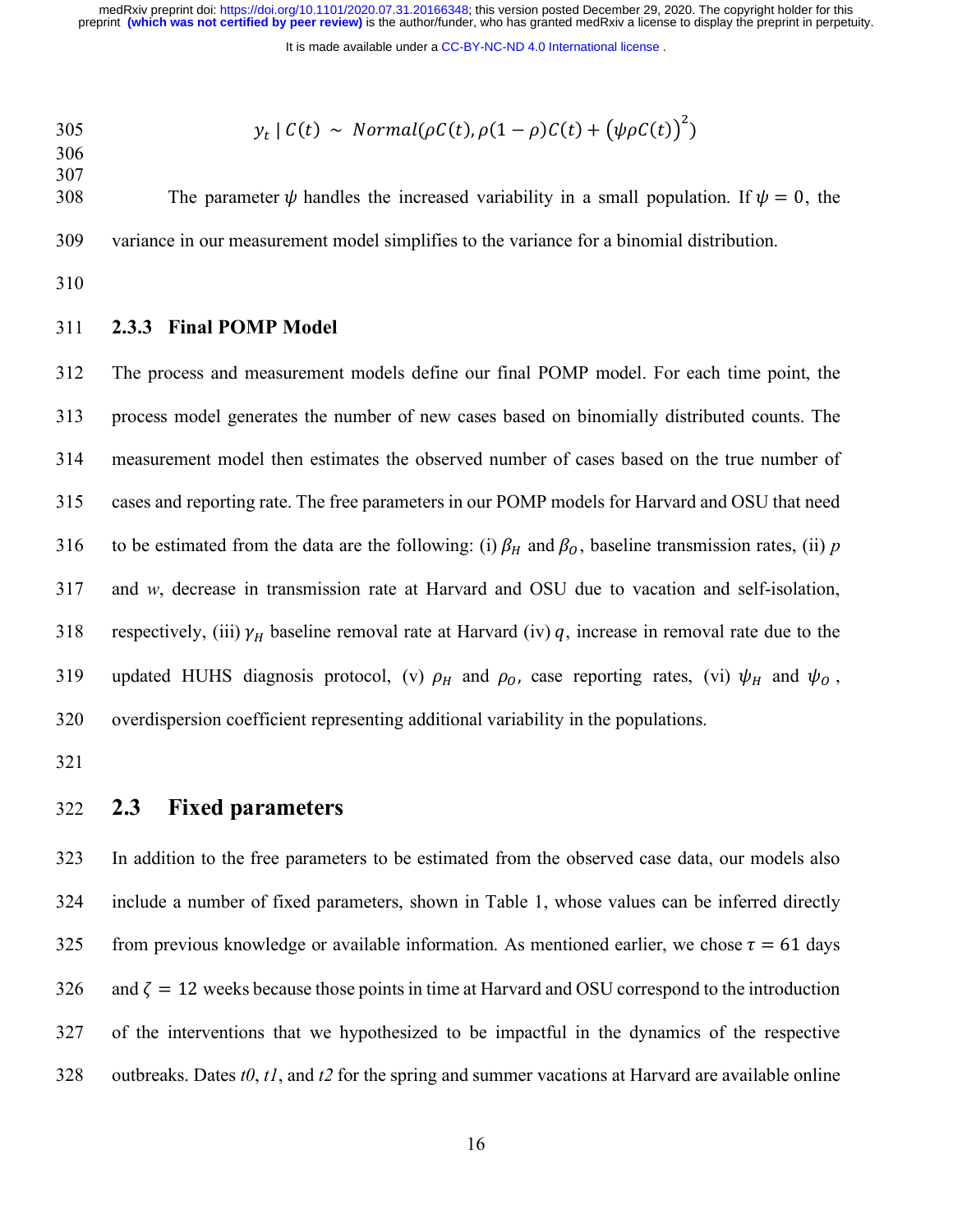$$y_t \mid C(t) \sim Normal(\rho C(t), \rho(1-\rho)C(t) + (\psi \rho C(t))^2)$$

The parameter $\psi$ handles the increased variability in a small population. If $\psi = 0$, the variance in our measurement model simplifies to the variance for a binomial distribution.

### 2.3.3 Final POMP Model

The process and measurement models define our final POMP model. For each time point, the process model generates the number of new cases based on binomially distributed counts. The measurement model then estimates the observed number of cases based on the true number of cases and reporting rate. The free parameters in our POMP models for Harvard and OSU that need to be estimated from the data are the following: (i) $\beta_H$ and $\beta_O$, baseline transmission rates, (ii) $p$ and $w$, decrease in transmission rate at Harvard and OSU due to vacation and self-isolation, respectively, (iii) $\gamma_H$ baseline removal rate at Harvard (iv) $q$, increase in removal rate due to the updated HUHS diagnosis protocol, (v) $\rho_H$ and $\rho_O$, case reporting rates, (vi) $\psi_H$ and $\psi_O$, overdispersion coefficient representing additional variability in the populations.

## 2.3 Fixed parameters

In addition to the free parameters to be estimated from the observed case data, our models also include a number of fixed parameters, shown in Table 1, whose values can be inferred directly from previous knowledge or available information. As mentioned earlier, we chose $\tau = 61$ days and $\zeta = 12$ weeks because those points in time at Harvard and OSU correspond to the introduction of the interventions that we hypothesized to be impactful in the dynamics of the respective outbreaks. Dates *t0*, *t1*, and *t2* for the spring and summer vacations at Harvard are available online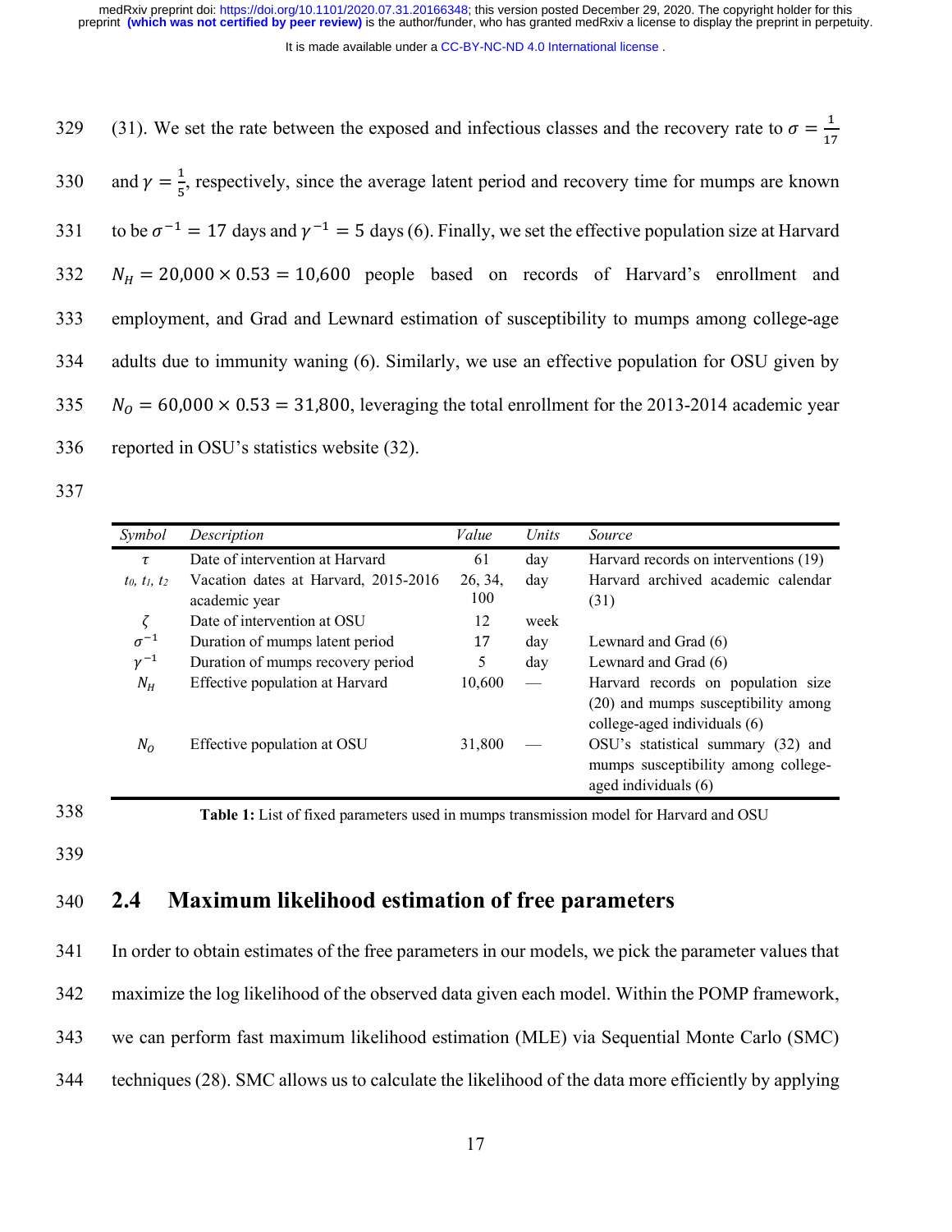(31). We set the rate between the exposed and infectious classes and the recovery rate to $\sigma = \frac{1}{17}$ and $\gamma = \frac{1}{5}$, respectively, since the average latent period and recovery time for mumps are known to be $\sigma^{-1} = 17$ days and $\gamma^{-1} = 5$ days (6). Finally, we set the effective population size at Harvard $N_H = 20{,}000 \times 0.53 = 10{,}600$ people based on records of Harvard's enrollment and employment, and Grad and Lewnard estimation of susceptibility to mumps among college-age adults due to immunity waning (6). Similarly, we use an effective population for OSU given by $N_O = 60{,}000 \times 0.53 = 31{,}800$, leveraging the total enrollment for the 2013-2014 academic year reported in OSU's statistics website (32).

| *Symbol* | *Description* | *Value* | *Units* | *Source* |
|---|---|---|---|---|
| $\tau$ | Date of intervention at Harvard | 61 | day | Harvard records on interventions (19) |
| $t_0$, $t_1$, $t_2$ | Vacation dates at Harvard, 2015-2016 academic year | 26, 34, 100 | day | Harvard archived academic calendar (31) |
| $\zeta$ | Date of intervention at OSU | 12 | week | |
| $\sigma^{-1}$ | Duration of mumps latent period | 17 | day | Lewnard and Grad (6) |
| $\gamma^{-1}$ | Duration of mumps recovery period | 5 | day | Lewnard and Grad (6) |
| $N_H$ | Effective population at Harvard | 10,600 | — | Harvard records on population size (20) and mumps susceptibility among college-aged individuals (6) |
| $N_O$ | Effective population at OSU | 31,800 | — | OSU's statistical summary (32) and mumps susceptibility among college-aged individuals (6) |

**Table 1:** List of fixed parameters used in mumps transmission model for Harvard and OSU

## 2.4 Maximum likelihood estimation of free parameters

In order to obtain estimates of the free parameters in our models, we pick the parameter values that maximize the log likelihood of the observed data given each model. Within the POMP framework, we can perform fast maximum likelihood estimation (MLE) via Sequential Monte Carlo (SMC) techniques (28). SMC allows us to calculate the likelihood of the data more efficiently by applying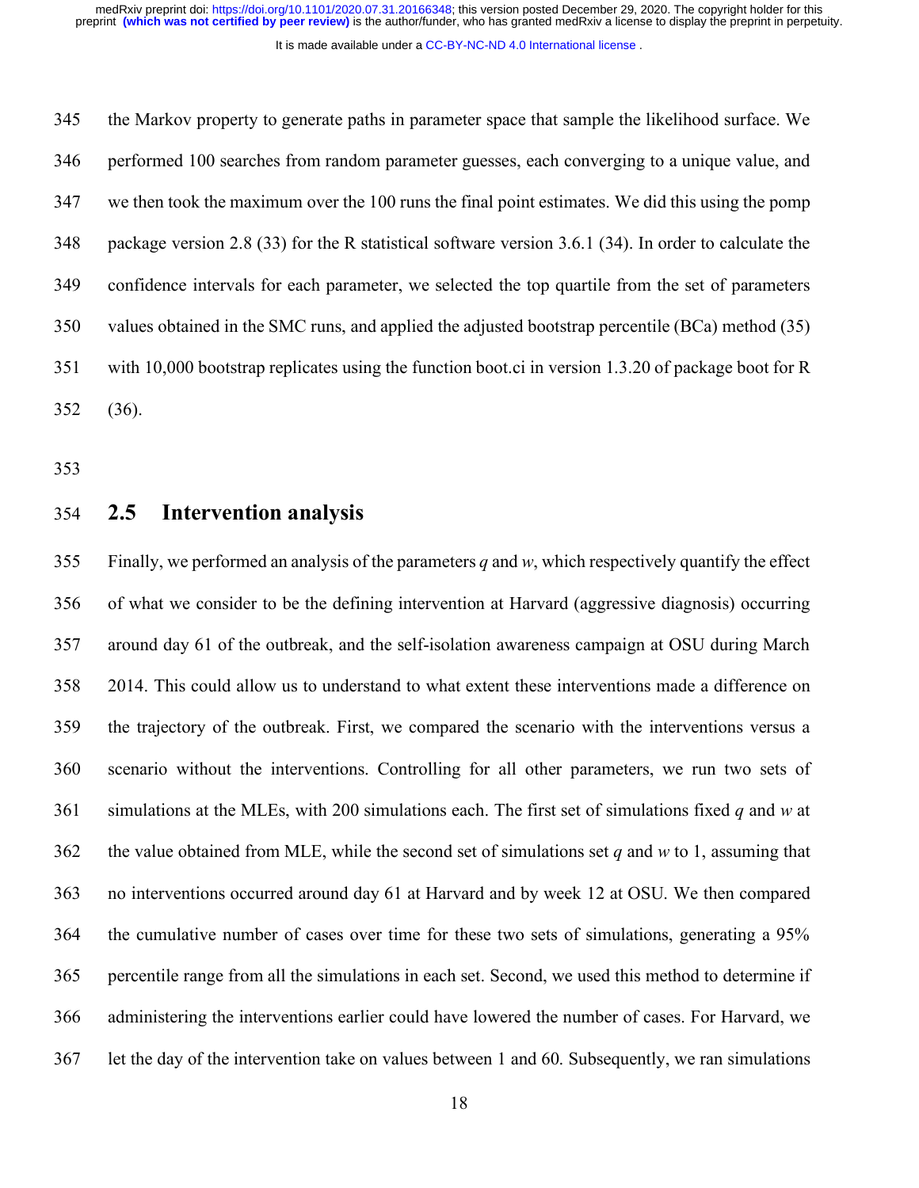the Markov property to generate paths in parameter space that sample the likelihood surface. We performed 100 searches from random parameter guesses, each converging to a unique value, and we then took the maximum over the 100 runs the final point estimates. We did this using the pomp package version 2.8 (33) for the R statistical software version 3.6.1 (34). In order to calculate the confidence intervals for each parameter, we selected the top quartile from the set of parameters values obtained in the SMC runs, and applied the adjusted bootstrap percentile (BCa) method (35) with 10,000 bootstrap replicates using the function boot.ci in version 1.3.20 of package boot for R (36).

## 2.5 Intervention analysis

Finally, we performed an analysis of the parameters $q$ and $w$, which respectively quantify the effect of what we consider to be the defining intervention at Harvard (aggressive diagnosis) occurring around day 61 of the outbreak, and the self-isolation awareness campaign at OSU during March 2014. This could allow us to understand to what extent these interventions made a difference on the trajectory of the outbreak. First, we compared the scenario with the interventions versus a scenario without the interventions. Controlling for all other parameters, we run two sets of simulations at the MLEs, with 200 simulations each. The first set of simulations fixed $q$ and $w$ at the value obtained from MLE, while the second set of simulations set $q$ and $w$ to 1, assuming that no interventions occurred around day 61 at Harvard and by week 12 at OSU. We then compared the cumulative number of cases over time for these two sets of simulations, generating a 95% percentile range from all the simulations in each set. Second, we used this method to determine if administering the interventions earlier could have lowered the number of cases. For Harvard, we let the day of the intervention take on values between 1 and 60. Subsequently, we ran simulations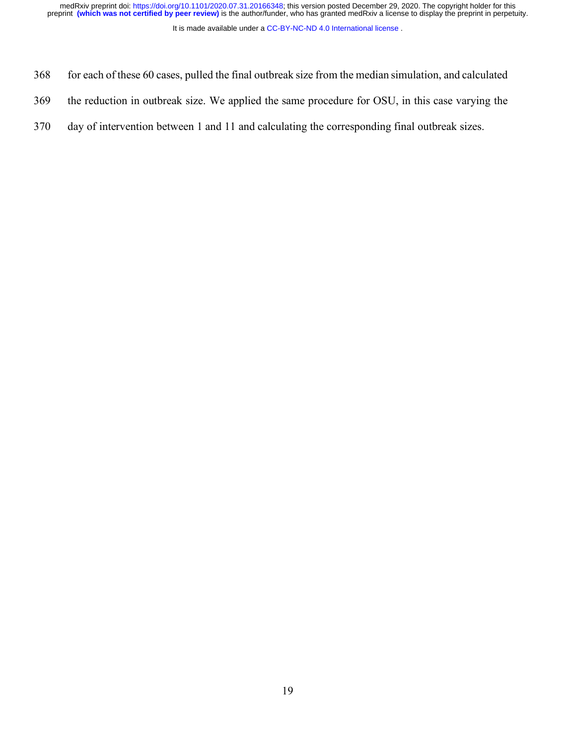for each of these 60 cases, pulled the final outbreak size from the median simulation, and calculated the reduction in outbreak size. We applied the same procedure for OSU, in this case varying the day of intervention between 1 and 11 and calculating the corresponding final outbreak sizes.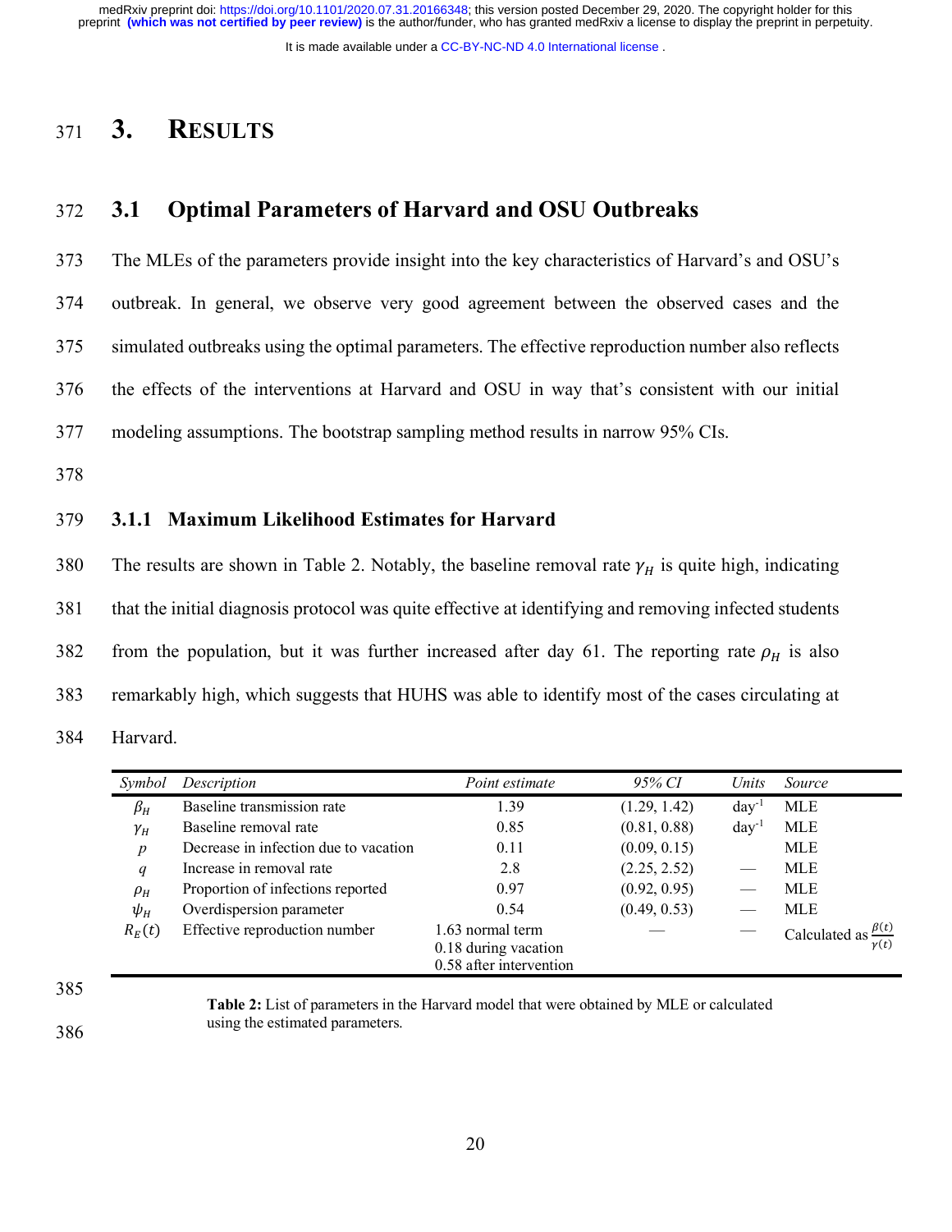# 3. RESULTS

## 3.1 Optimal Parameters of Harvard and OSU Outbreaks

The MLEs of the parameters provide insight into the key characteristics of Harvard's and OSU's outbreak. In general, we observe very good agreement between the observed cases and the simulated outbreaks using the optimal parameters. The effective reproduction number also reflects the effects of the interventions at Harvard and OSU in way that's consistent with our initial modeling assumptions. The bootstrap sampling method results in narrow 95% CIs.

### 3.1.1 Maximum Likelihood Estimates for Harvard

The results are shown in Table 2. Notably, the baseline removal rate $\gamma_H$ is quite high, indicating that the initial diagnosis protocol was quite effective at identifying and removing infected students from the population, but it was further increased after day 61. The reporting rate $\rho_H$ is also remarkably high, which suggests that HUHS was able to identify most of the cases circulating at Harvard.

| *Symbol* | *Description* | *Point estimate* | *95% CI* | *Units* | *Source* |
|---|---|---|---|---|---|
| $\beta_H$ | Baseline transmission rate | 1.39 | (1.29, 1.42) | day$^{-1}$ | MLE |
| $\gamma_H$ | Baseline removal rate | 0.85 | (0.81, 0.88) | day$^{-1}$ | MLE |
| $p$ | Decrease in infection due to vacation | 0.11 | (0.09, 0.15) | | MLE |
| $q$ | Increase in removal rate | 2.8 | (2.25, 2.52) | — | MLE |
| $\rho_H$ | Proportion of infections reported | 0.97 | (0.92, 0.95) | — | MLE |
| $\psi_H$ | Overdispersion parameter | 0.54 | (0.49, 0.53) | — | MLE |
| $R_E(t)$ | Effective reproduction number | 1.63 normal term<br>0.18 during vacation<br>0.58 after intervention | — | — | Calculated as $\frac{\beta(t)}{\gamma(t)}$ |

**Table 2:** List of parameters in the Harvard model that were obtained by MLE or calculated using the estimated parameters.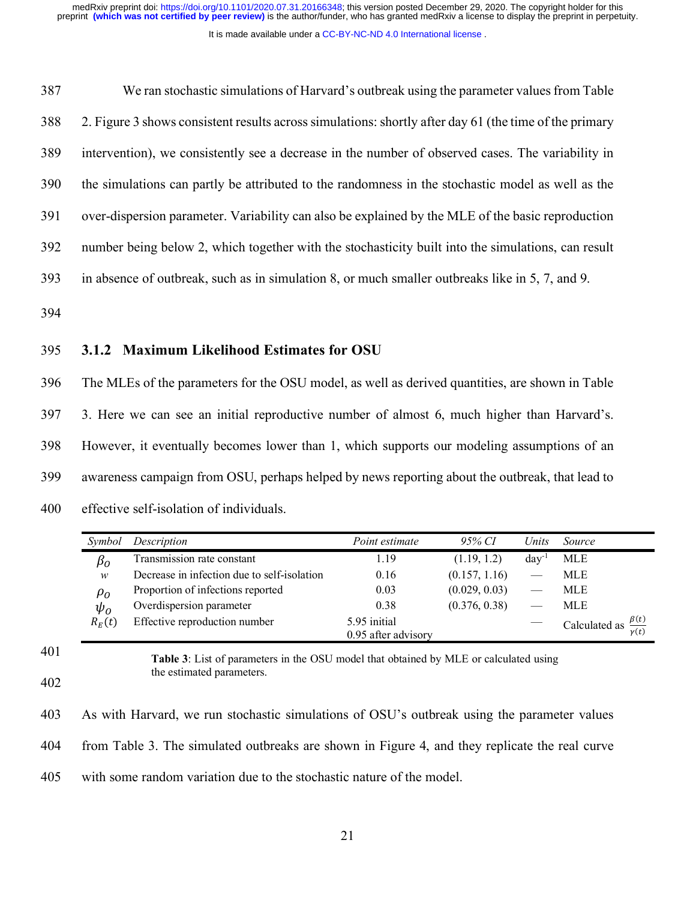We ran stochastic simulations of Harvard's outbreak using the parameter values from Table 2. Figure 3 shows consistent results across simulations: shortly after day 61 (the time of the primary intervention), we consistently see a decrease in the number of observed cases. The variability in the simulations can partly be attributed to the randomness in the stochastic model as well as the over-dispersion parameter. Variability can also be explained by the MLE of the basic reproduction number being below 2, which together with the stochasticity built into the simulations, can result in absence of outbreak, such as in simulation 8, or much smaller outbreaks like in 5, 7, and 9.

### 3.1.2 Maximum Likelihood Estimates for OSU

The MLEs of the parameters for the OSU model, as well as derived quantities, are shown in Table 3. Here we can see an initial reproductive number of almost 6, much higher than Harvard's. However, it eventually becomes lower than 1, which supports our modeling assumptions of an awareness campaign from OSU, perhaps helped by news reporting about the outbreak, that lead to effective self-isolation of individuals.

| *Symbol* | *Description* | *Point estimate* | *95% CI* | *Units* | *Source* |
|---|---|---|---|---|---|
| $\beta_O$ | Transmission rate constant | 1.19 | (1.19, 1.2) | day$^{-1}$ | MLE |
| $w$ | Decrease in infection due to self-isolation | 0.16 | (0.157, 1.16) | — | MLE |
| $\rho_O$ | Proportion of infections reported | 0.03 | (0.029, 0.03) | — | MLE |
| $\psi_O$ | Overdispersion parameter | 0.38 | (0.376, 0.38) | — | MLE |
| $R_E(t)$ | Effective reproduction number | 5.95 initial<br>0.95 after advisory | | — | Calculated as $\frac{\beta(t)}{\gamma(t)}$ |

**Table 3**: List of parameters in the OSU model that obtained by MLE or calculated using the estimated parameters.

As with Harvard, we run stochastic simulations of OSU's outbreak using the parameter values from Table 3. The simulated outbreaks are shown in Figure 4, and they replicate the real curve with some random variation due to the stochastic nature of the model.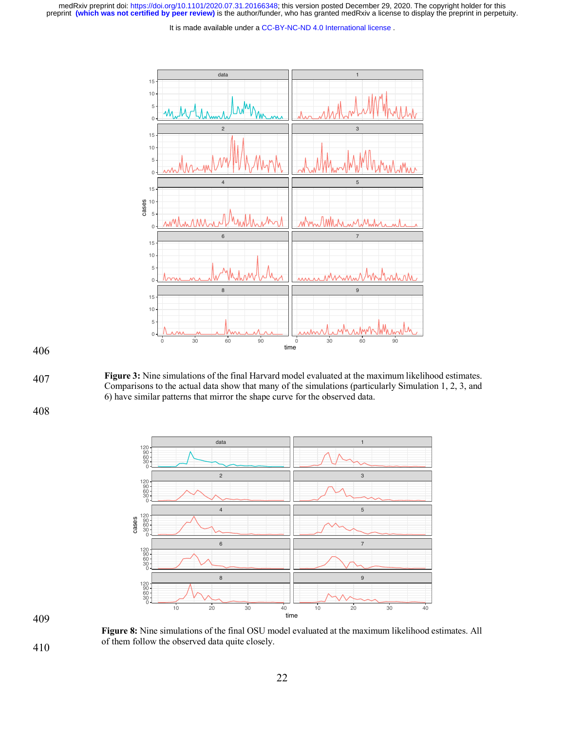**Figure 3:** Nine simulations of the final Harvard model evaluated at the maximum likelihood estimates. Comparisons to the actual data show that many of the simulations (particularly Simulation 1, 2, 3, and 6) have similar patterns that mirror the shape curve for the observed data.

**Figure 8:** Nine simulations of the final OSU model evaluated at the maximum likelihood estimates. All of them follow the observed data quite closely.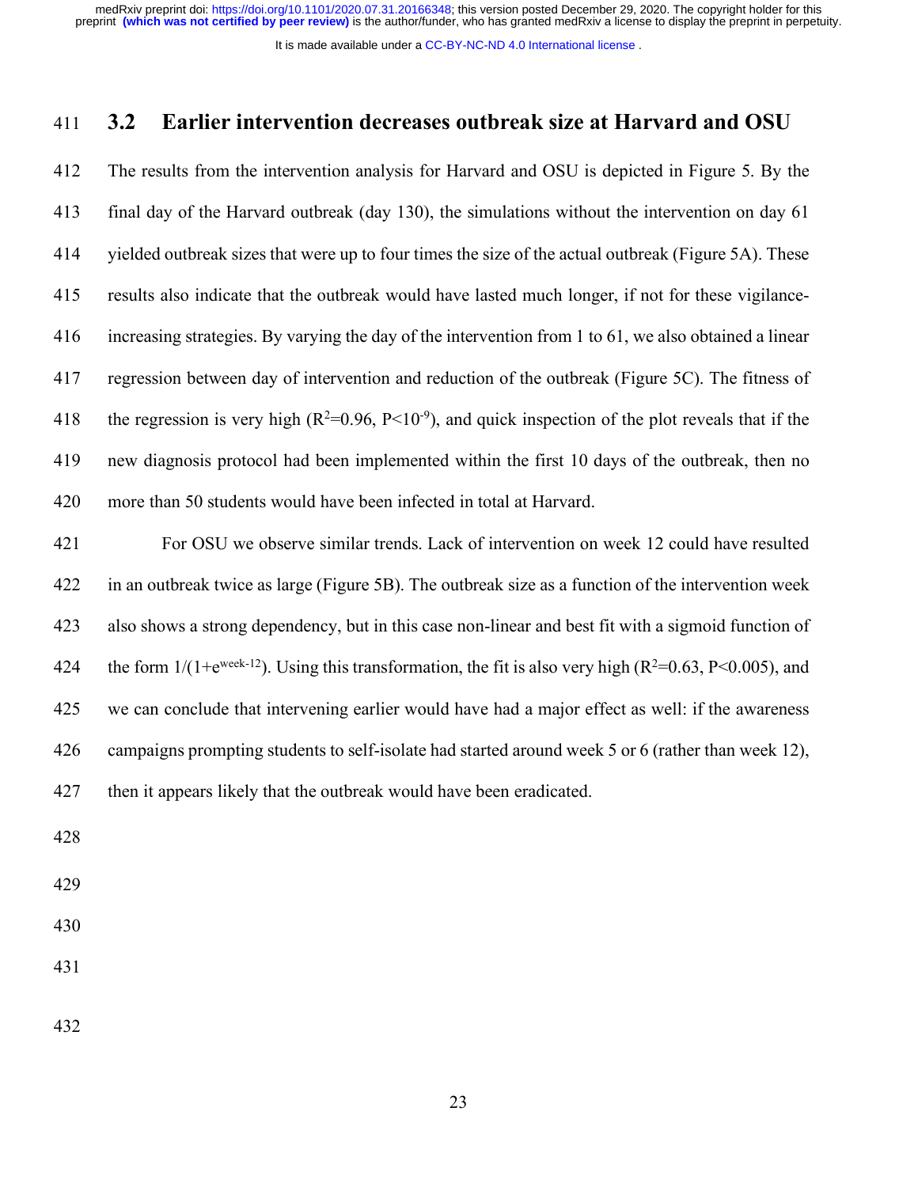## 3.2 Earlier intervention decreases outbreak size at Harvard and OSU

The results from the intervention analysis for Harvard and OSU is depicted in Figure 5. By the final day of the Harvard outbreak (day 130), the simulations without the intervention on day 61 yielded outbreak sizes that were up to four times the size of the actual outbreak (Figure 5A). These results also indicate that the outbreak would have lasted much longer, if not for these vigilance-increasing strategies. By varying the day of the intervention from 1 to 61, we also obtained a linear regression between day of intervention and reduction of the outbreak (Figure 5C). The fitness of the regression is very high ($R^2$=0.96, $P<10^{-9}$), and quick inspection of the plot reveals that if the new diagnosis protocol had been implemented within the first 10 days of the outbreak, then no more than 50 students would have been infected in total at Harvard.

For OSU we observe similar trends. Lack of intervention on week 12 could have resulted in an outbreak twice as large (Figure 5B). The outbreak size as a function of the intervention week also shows a strong dependency, but in this case non-linear and best fit with a sigmoid function of the form $1/(1+e^{week-12})$. Using this transformation, the fit is also very high ($R^2$=0.63, $P<0.005$), and we can conclude that intervening earlier would have had a major effect as well: if the awareness campaigns prompting students to self-isolate had started around week 5 or 6 (rather than week 12), then it appears likely that the outbreak would have been eradicated.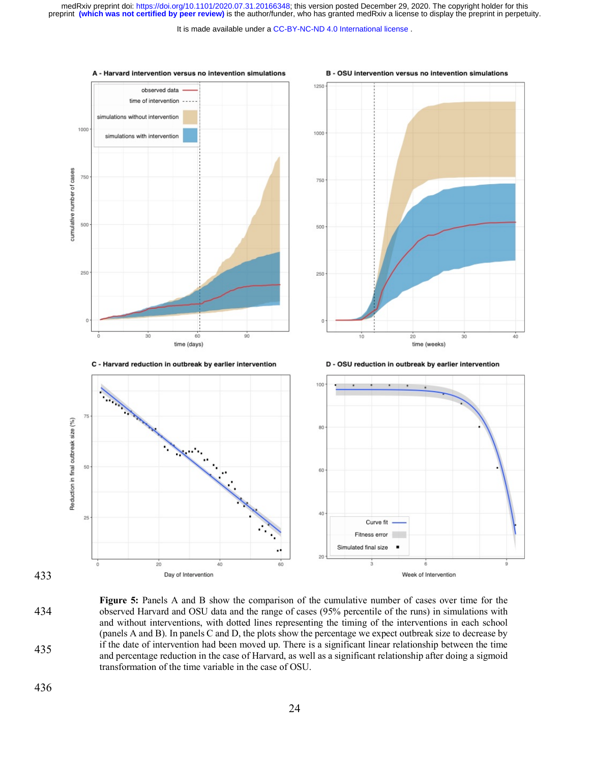**Figure 5:** Panels A and B show the comparison of the cumulative number of cases over time for the observed Harvard and OSU data and the range of cases (95% percentile of the runs) in simulations with and without interventions, with dotted lines representing the timing of the interventions in each school (panels A and B). In panels C and D, the plots show the percentage we expect outbreak size to decrease by if the date of intervention had been moved up. There is a significant linear relationship between the time and percentage reduction in the case of Harvard, as well as a significant relationship after doing a sigmoid transformation of the time variable in the case of OSU.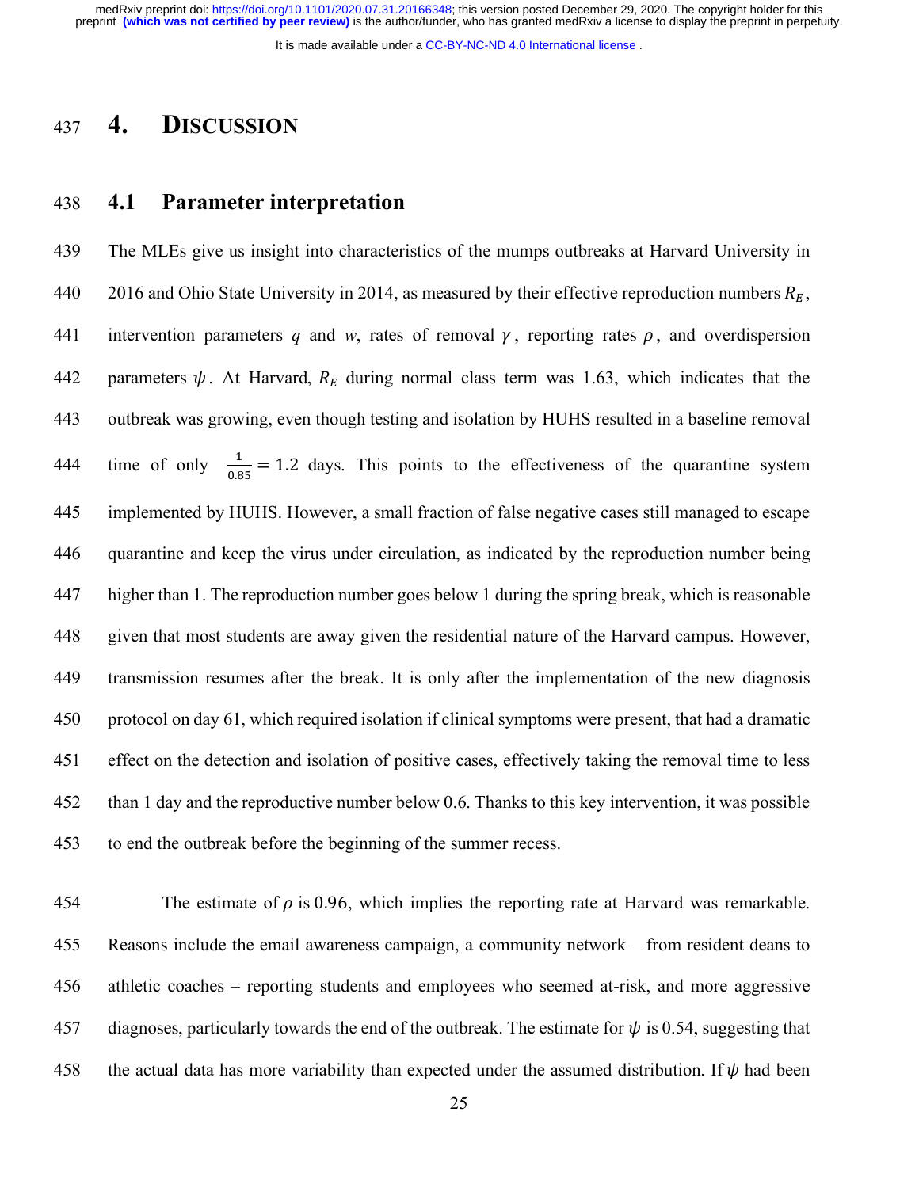# 4. Discussion

## 4.1 Parameter interpretation

The MLEs give us insight into characteristics of the mumps outbreaks at Harvard University in 2016 and Ohio State University in 2014, as measured by their effective reproduction numbers $R_E$, intervention parameters $q$ and $w$, rates of removal $\gamma$, reporting rates $\rho$, and overdispersion parameters $\psi$. At Harvard, $R_E$ during normal class term was 1.63, which indicates that the outbreak was growing, even though testing and isolation by HUHS resulted in a baseline removal time of only $\frac{1}{0.85} = 1.2$ days. This points to the effectiveness of the quarantine system implemented by HUHS. However, a small fraction of false negative cases still managed to escape quarantine and keep the virus under circulation, as indicated by the reproduction number being higher than 1. The reproduction number goes below 1 during the spring break, which is reasonable given that most students are away given the residential nature of the Harvard campus. However, transmission resumes after the break. It is only after the implementation of the new diagnosis protocol on day 61, which required isolation if clinical symptoms were present, that had a dramatic effect on the detection and isolation of positive cases, effectively taking the removal time to less than 1 day and the reproductive number below 0.6. Thanks to this key intervention, it was possible to end the outbreak before the beginning of the summer recess.

The estimate of $\rho$ is 0.96, which implies the reporting rate at Harvard was remarkable. Reasons include the email awareness campaign, a community network – from resident deans to athletic coaches – reporting students and employees who seemed at-risk, and more aggressive diagnoses, particularly towards the end of the outbreak. The estimate for $\psi$ is 0.54, suggesting that the actual data has more variability than expected under the assumed distribution. If $\psi$ had been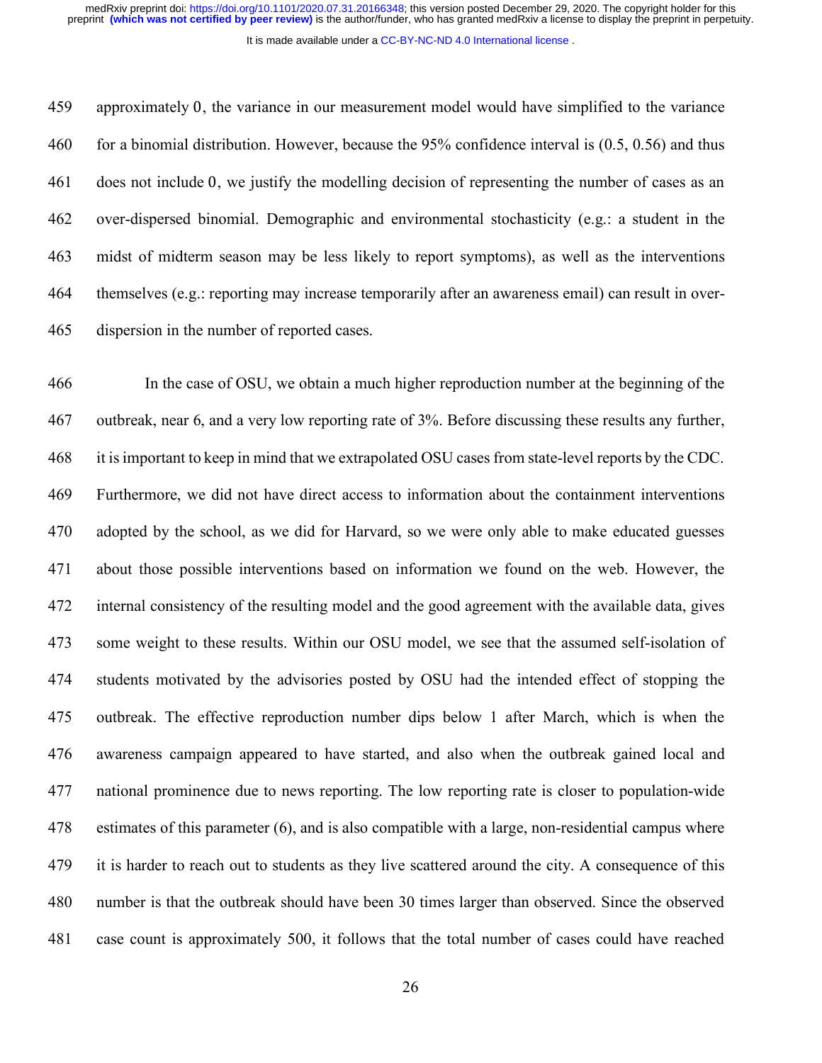approximately 0, the variance in our measurement model would have simplified to the variance for a binomial distribution. However, because the 95% confidence interval is (0.5, 0.56) and thus does not include 0, we justify the modelling decision of representing the number of cases as an over-dispersed binomial. Demographic and environmental stochasticity (e.g.: a student in the midst of midterm season may be less likely to report symptoms), as well as the interventions themselves (e.g.: reporting may increase temporarily after an awareness email) can result in over-dispersion in the number of reported cases.

In the case of OSU, we obtain a much higher reproduction number at the beginning of the outbreak, near 6, and a very low reporting rate of 3%. Before discussing these results any further, it is important to keep in mind that we extrapolated OSU cases from state-level reports by the CDC. Furthermore, we did not have direct access to information about the containment interventions adopted by the school, as we did for Harvard, so we were only able to make educated guesses about those possible interventions based on information we found on the web. However, the internal consistency of the resulting model and the good agreement with the available data, gives some weight to these results. Within our OSU model, we see that the assumed self-isolation of students motivated by the advisories posted by OSU had the intended effect of stopping the outbreak. The effective reproduction number dips below 1 after March, which is when the awareness campaign appeared to have started, and also when the outbreak gained local and national prominence due to news reporting. The low reporting rate is closer to population-wide estimates of this parameter (6), and is also compatible with a large, non-residential campus where it is harder to reach out to students as they live scattered around the city. A consequence of this number is that the outbreak should have been 30 times larger than observed. Since the observed case count is approximately 500, it follows that the total number of cases could have reached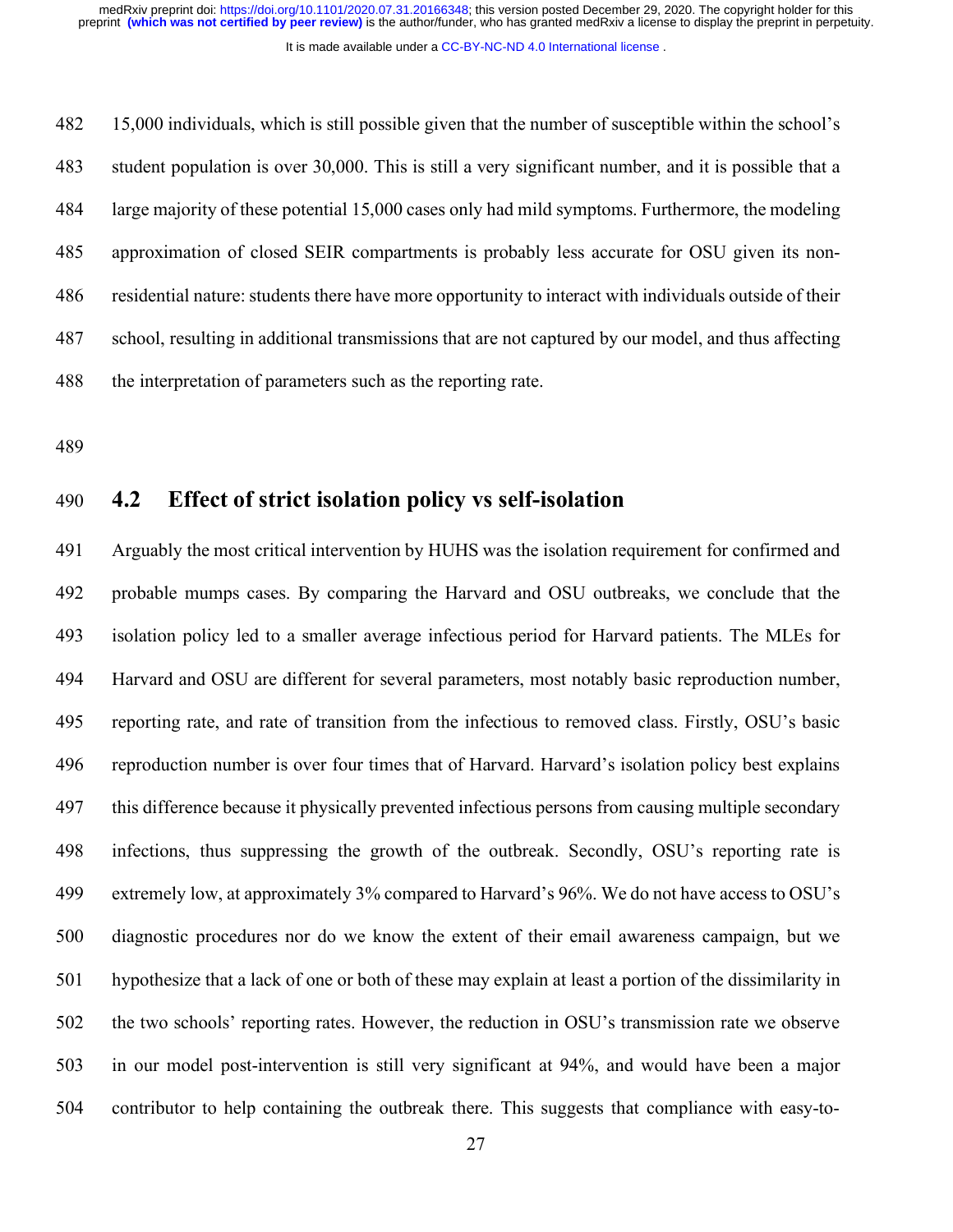15,000 individuals, which is still possible given that the number of susceptible within the school's student population is over 30,000. This is still a very significant number, and it is possible that a large majority of these potential 15,000 cases only had mild symptoms. Furthermore, the modeling approximation of closed SEIR compartments is probably less accurate for OSU given its non-residential nature: students there have more opportunity to interact with individuals outside of their school, resulting in additional transmissions that are not captured by our model, and thus affecting the interpretation of parameters such as the reporting rate.

## 4.2 Effect of strict isolation policy vs self-isolation

Arguably the most critical intervention by HUHS was the isolation requirement for confirmed and probable mumps cases. By comparing the Harvard and OSU outbreaks, we conclude that the isolation policy led to a smaller average infectious period for Harvard patients. The MLEs for Harvard and OSU are different for several parameters, most notably basic reproduction number, reporting rate, and rate of transition from the infectious to removed class. Firstly, OSU's basic reproduction number is over four times that of Harvard. Harvard's isolation policy best explains this difference because it physically prevented infectious persons from causing multiple secondary infections, thus suppressing the growth of the outbreak. Secondly, OSU's reporting rate is extremely low, at approximately 3% compared to Harvard's 96%. We do not have access to OSU's diagnostic procedures nor do we know the extent of their email awareness campaign, but we hypothesize that a lack of one or both of these may explain at least a portion of the dissimilarity in the two schools' reporting rates. However, the reduction in OSU's transmission rate we observe in our model post-intervention is still very significant at 94%, and would have been a major contributor to help containing the outbreak there. This suggests that compliance with easy-to-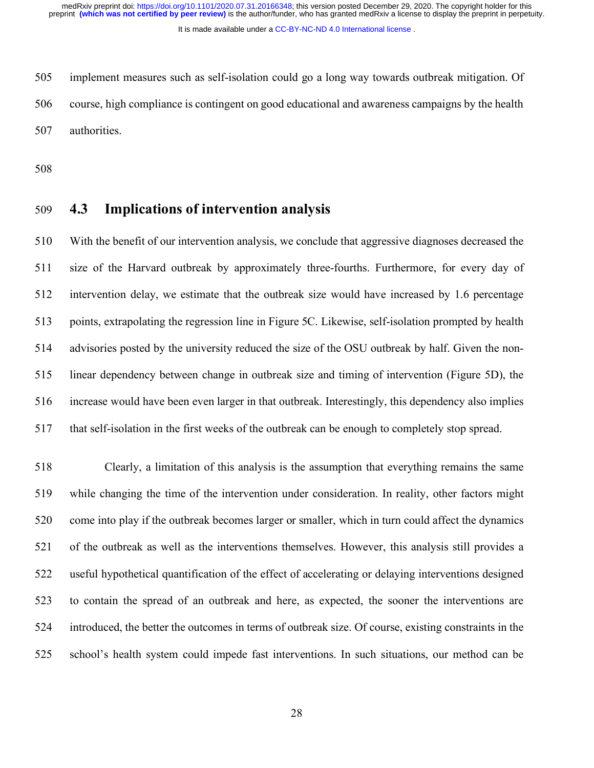implement measures such as self-isolation could go a long way towards outbreak mitigation. Of course, high compliance is contingent on good educational and awareness campaigns by the health authorities.

## 4.3 Implications of intervention analysis

With the benefit of our intervention analysis, we conclude that aggressive diagnoses decreased the size of the Harvard outbreak by approximately three-fourths. Furthermore, for every day of intervention delay, we estimate that the outbreak size would have increased by 1.6 percentage points, extrapolating the regression line in Figure 5C. Likewise, self-isolation prompted by health advisories posted by the university reduced the size of the OSU outbreak by half. Given the non-linear dependency between change in outbreak size and timing of intervention (Figure 5D), the increase would have been even larger in that outbreak. Interestingly, this dependency also implies that self-isolation in the first weeks of the outbreak can be enough to completely stop spread.

Clearly, a limitation of this analysis is the assumption that everything remains the same while changing the time of the intervention under consideration. In reality, other factors might come into play if the outbreak becomes larger or smaller, which in turn could affect the dynamics of the outbreak as well as the interventions themselves. However, this analysis still provides a useful hypothetical quantification of the effect of accelerating or delaying interventions designed to contain the spread of an outbreak and here, as expected, the sooner the interventions are introduced, the better the outcomes in terms of outbreak size. Of course, existing constraints in the school's health system could impede fast interventions. In such situations, our method can be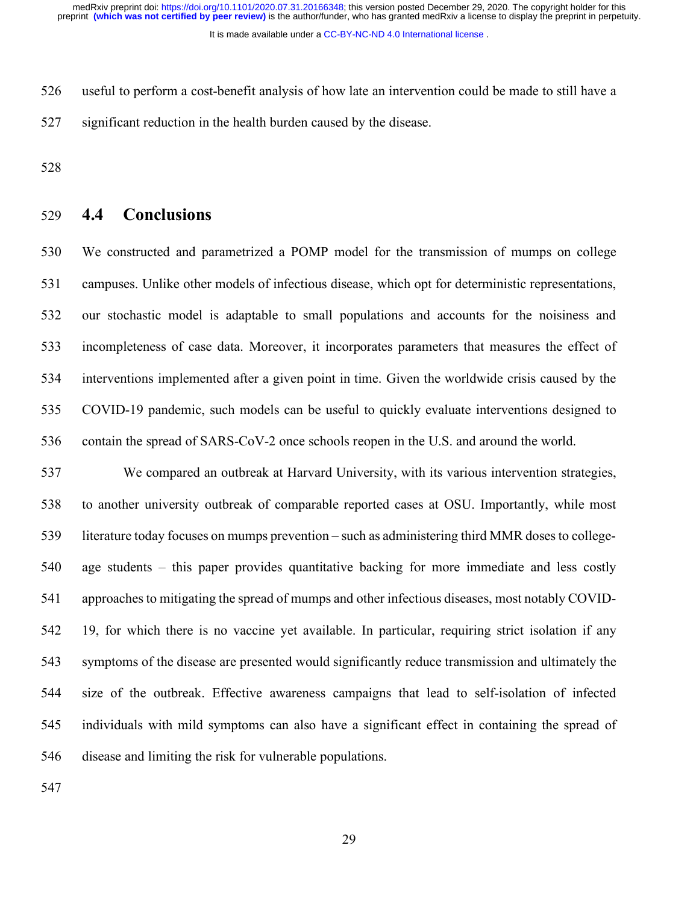useful to perform a cost-benefit analysis of how late an intervention could be made to still have a significant reduction in the health burden caused by the disease.

## 4.4 Conclusions

We constructed and parametrized a POMP model for the transmission of mumps on college campuses. Unlike other models of infectious disease, which opt for deterministic representations, our stochastic model is adaptable to small populations and accounts for the noisiness and incompleteness of case data. Moreover, it incorporates parameters that measures the effect of interventions implemented after a given point in time. Given the worldwide crisis caused by the COVID-19 pandemic, such models can be useful to quickly evaluate interventions designed to contain the spread of SARS-CoV-2 once schools reopen in the U.S. and around the world.

We compared an outbreak at Harvard University, with its various intervention strategies, to another university outbreak of comparable reported cases at OSU. Importantly, while most literature today focuses on mumps prevention – such as administering third MMR doses to college-age students – this paper provides quantitative backing for more immediate and less costly approaches to mitigating the spread of mumps and other infectious diseases, most notably COVID-19, for which there is no vaccine yet available. In particular, requiring strict isolation if any symptoms of the disease are presented would significantly reduce transmission and ultimately the size of the outbreak. Effective awareness campaigns that lead to self-isolation of infected individuals with mild symptoms can also have a significant effect in containing the spread of disease and limiting the risk for vulnerable populations.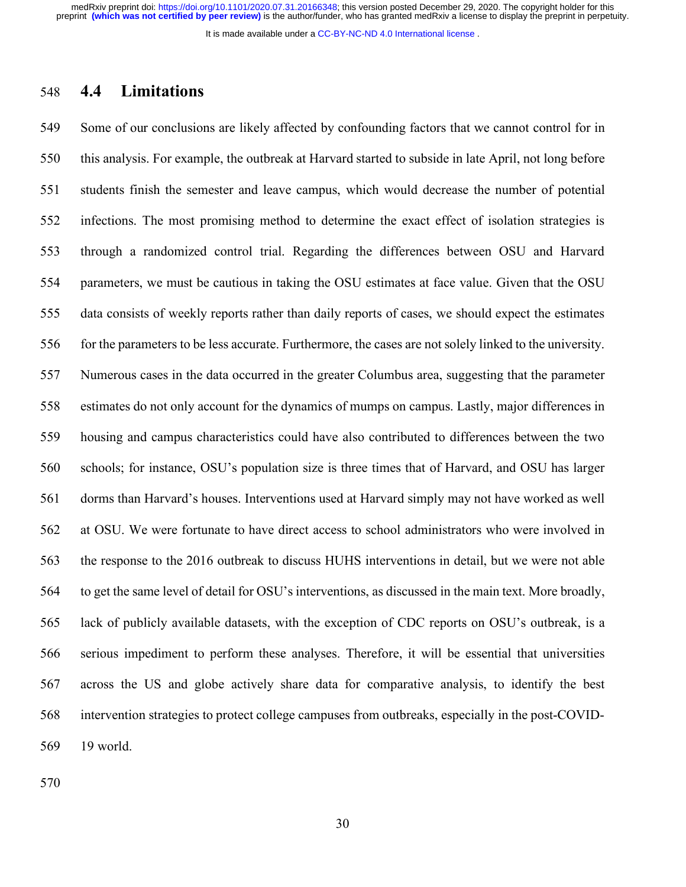## 4.4 Limitations

Some of our conclusions are likely affected by confounding factors that we cannot control for in this analysis. For example, the outbreak at Harvard started to subside in late April, not long before students finish the semester and leave campus, which would decrease the number of potential infections. The most promising method to determine the exact effect of isolation strategies is through a randomized control trial. Regarding the differences between OSU and Harvard parameters, we must be cautious in taking the OSU estimates at face value. Given that the OSU data consists of weekly reports rather than daily reports of cases, we should expect the estimates for the parameters to be less accurate. Furthermore, the cases are not solely linked to the university. Numerous cases in the data occurred in the greater Columbus area, suggesting that the parameter estimates do not only account for the dynamics of mumps on campus. Lastly, major differences in housing and campus characteristics could have also contributed to differences between the two schools; for instance, OSU's population size is three times that of Harvard, and OSU has larger dorms than Harvard's houses. Interventions used at Harvard simply may not have worked as well at OSU. We were fortunate to have direct access to school administrators who were involved in the response to the 2016 outbreak to discuss HUHS interventions in detail, but we were not able to get the same level of detail for OSU's interventions, as discussed in the main text. More broadly, lack of publicly available datasets, with the exception of CDC reports on OSU's outbreak, is a serious impediment to perform these analyses. Therefore, it will be essential that universities across the US and globe actively share data for comparative analysis, to identify the best intervention strategies to protect college campuses from outbreaks, especially in the post-COVID-19 world.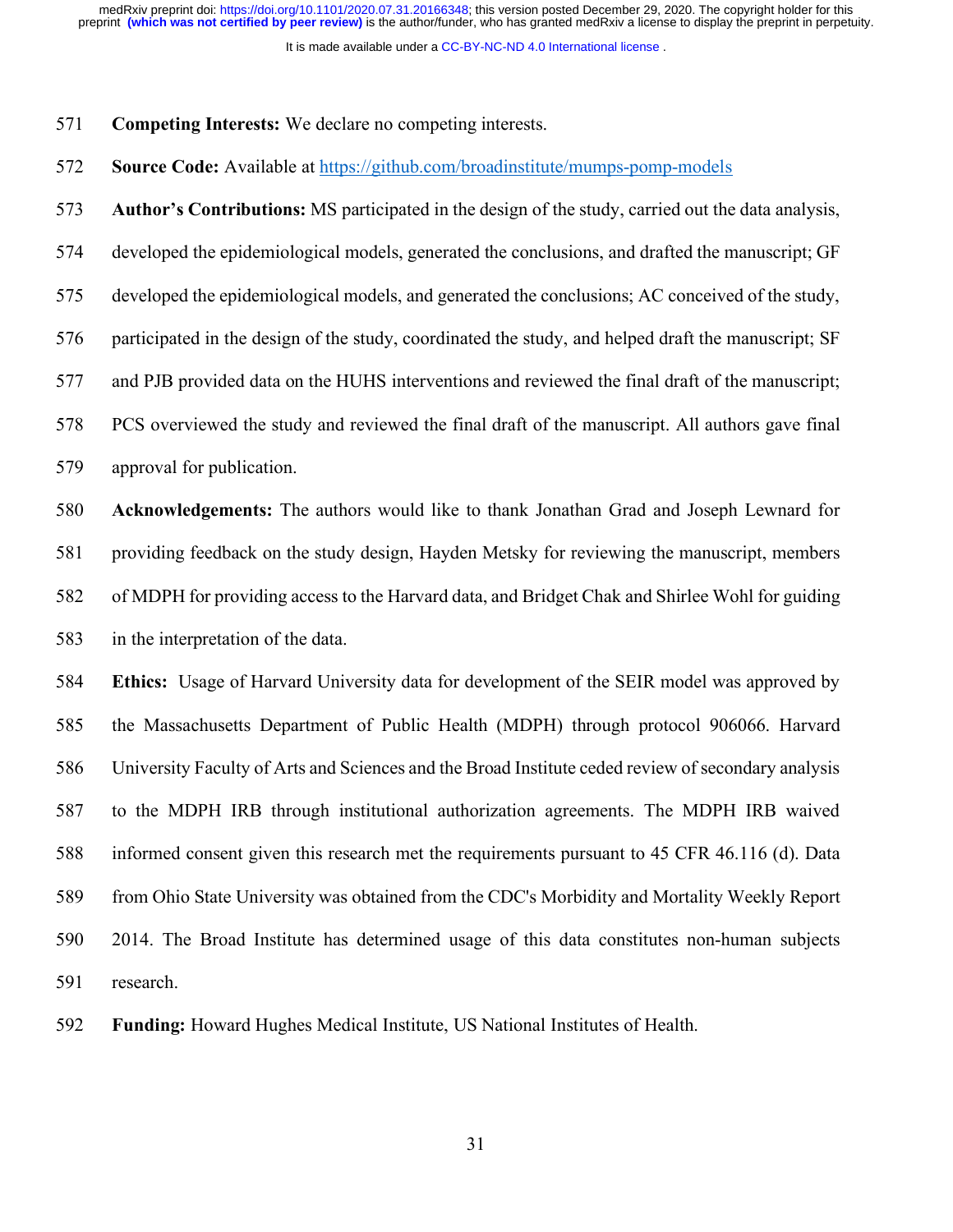**Competing Interests:** We declare no competing interests.

**Source Code:** Available at https://github.com/broadinstitute/mumps-pomp-models

**Author's Contributions:** MS participated in the design of the study, carried out the data analysis, developed the epidemiological models, generated the conclusions, and drafted the manuscript; GF developed the epidemiological models, and generated the conclusions; AC conceived of the study, participated in the design of the study, coordinated the study, and helped draft the manuscript; SF and PJB provided data on the HUHS interventions and reviewed the final draft of the manuscript; PCS overviewed the study and reviewed the final draft of the manuscript. All authors gave final approval for publication.

**Acknowledgements:** The authors would like to thank Jonathan Grad and Joseph Lewnard for providing feedback on the study design, Hayden Metsky for reviewing the manuscript, members of MDPH for providing access to the Harvard data, and Bridget Chak and Shirlee Wohl for guiding in the interpretation of the data.

**Ethics:** Usage of Harvard University data for development of the SEIR model was approved by the Massachusetts Department of Public Health (MDPH) through protocol 906066. Harvard University Faculty of Arts and Sciences and the Broad Institute ceded review of secondary analysis to the MDPH IRB through institutional authorization agreements. The MDPH IRB waived informed consent given this research met the requirements pursuant to 45 CFR 46.116 (d). Data from Ohio State University was obtained from the CDC's Morbidity and Mortality Weekly Report 2014. The Broad Institute has determined usage of this data constitutes non-human subjects research.

**Funding:** Howard Hughes Medical Institute, US National Institutes of Health.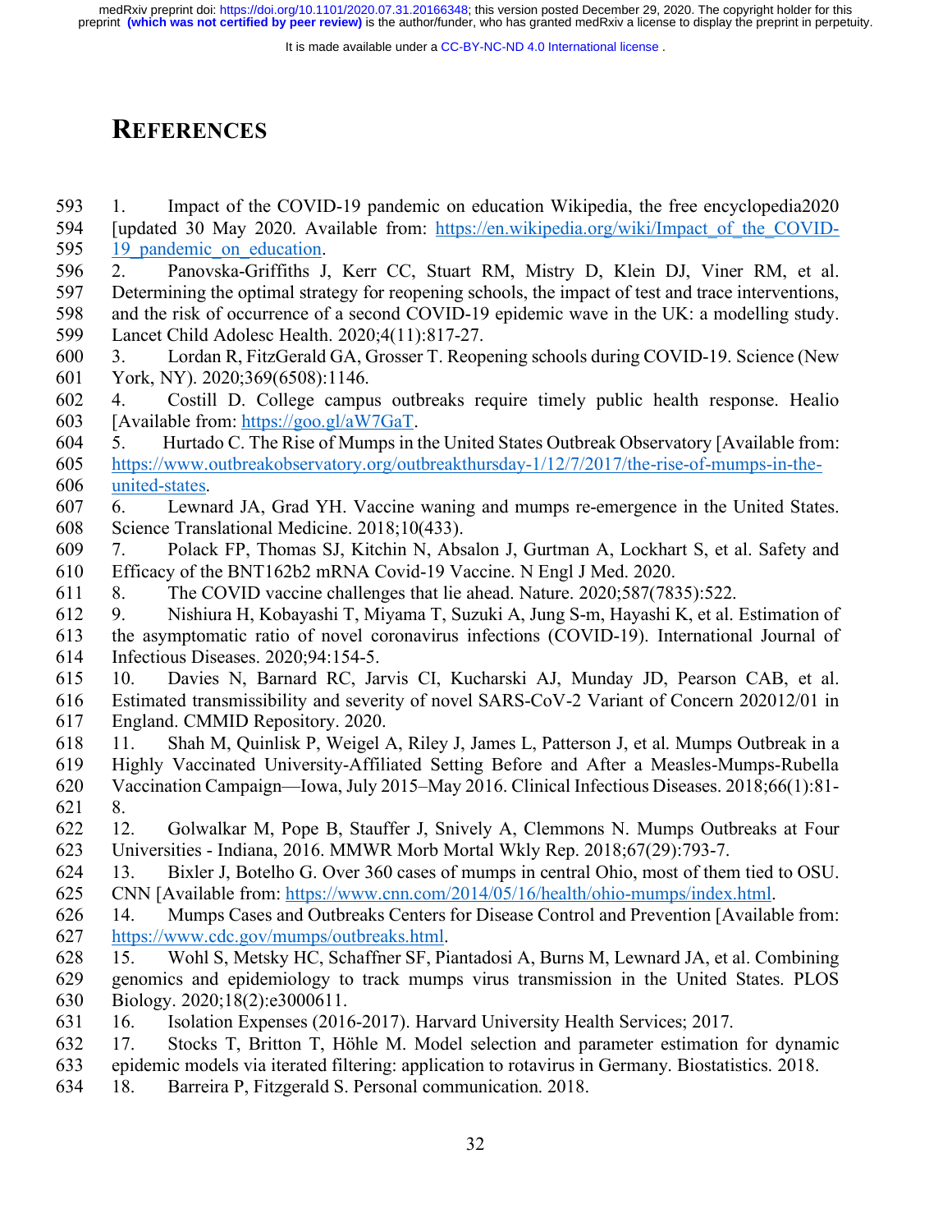# REFERENCES

1. Impact of the COVID-19 pandemic on education Wikipedia, the free encyclopedia2020 [updated 30 May 2020. Available from: https://en.wikipedia.org/wiki/Impact_of_the_COVID-19_pandemic_on_education.
2. Panovska-Griffiths J, Kerr CC, Stuart RM, Mistry D, Klein DJ, Viner RM, et al. Determining the optimal strategy for reopening schools, the impact of test and trace interventions, and the risk of occurrence of a second COVID-19 epidemic wave in the UK: a modelling study. Lancet Child Adolesc Health. 2020;4(11):817-27.
3. Lordan R, FitzGerald GA, Grosser T. Reopening schools during COVID-19. Science (New York, NY). 2020;369(6508):1146.
4. Costill D. College campus outbreaks require timely public health response. Healio [Available from: https://goo.gl/aW7GaT.
5. Hurtado C. The Rise of Mumps in the United States Outbreak Observatory [Available from: https://www.outbreakobservatory.org/outbreakthursday-1/12/7/2017/the-rise-of-mumps-in-the-united-states.
6. Lewnard JA, Grad YH. Vaccine waning and mumps re-emergence in the United States. Science Translational Medicine. 2018;10(433).
7. Polack FP, Thomas SJ, Kitchin N, Absalon J, Gurtman A, Lockhart S, et al. Safety and Efficacy of the BNT162b2 mRNA Covid-19 Vaccine. N Engl J Med. 2020.
8. The COVID vaccine challenges that lie ahead. Nature. 2020;587(7835):522.
9. Nishiura H, Kobayashi T, Miyama T, Suzuki A, Jung S-m, Hayashi K, et al. Estimation of the asymptomatic ratio of novel coronavirus infections (COVID-19). International Journal of Infectious Diseases. 2020;94:154-5.
10. Davies N, Barnard RC, Jarvis CI, Kucharski AJ, Munday JD, Pearson CAB, et al. Estimated transmissibility and severity of novel SARS-CoV-2 Variant of Concern 202012/01 in England. CMMID Repository. 2020.
11. Shah M, Quinlisk P, Weigel A, Riley J, James L, Patterson J, et al. Mumps Outbreak in a Highly Vaccinated University-Affiliated Setting Before and After a Measles-Mumps-Rubella Vaccination Campaign—Iowa, July 2015–May 2016. Clinical Infectious Diseases. 2018;66(1):81-8.
12. Golwalkar M, Pope B, Stauffer J, Snively A, Clemmons N. Mumps Outbreaks at Four Universities - Indiana, 2016. MMWR Morb Mortal Wkly Rep. 2018;67(29):793-7.
13. Bixler J, Botelho G. Over 360 cases of mumps in central Ohio, most of them tied to OSU. CNN [Available from: https://www.cnn.com/2014/05/16/health/ohio-mumps/index.html.
14. Mumps Cases and Outbreaks Centers for Disease Control and Prevention [Available from: https://www.cdc.gov/mumps/outbreaks.html.
15. Wohl S, Metsky HC, Schaffner SF, Piantadosi A, Burns M, Lewnard JA, et al. Combining genomics and epidemiology to track mumps virus transmission in the United States. PLOS Biology. 2020;18(2):e3000611.
16. Isolation Expenses (2016-2017). Harvard University Health Services; 2017.
17. Stocks T, Britton T, Höhle M. Model selection and parameter estimation for dynamic epidemic models via iterated filtering: application to rotavirus in Germany. Biostatistics. 2018.
18. Barreira P, Fitzgerald S. Personal communication. 2018.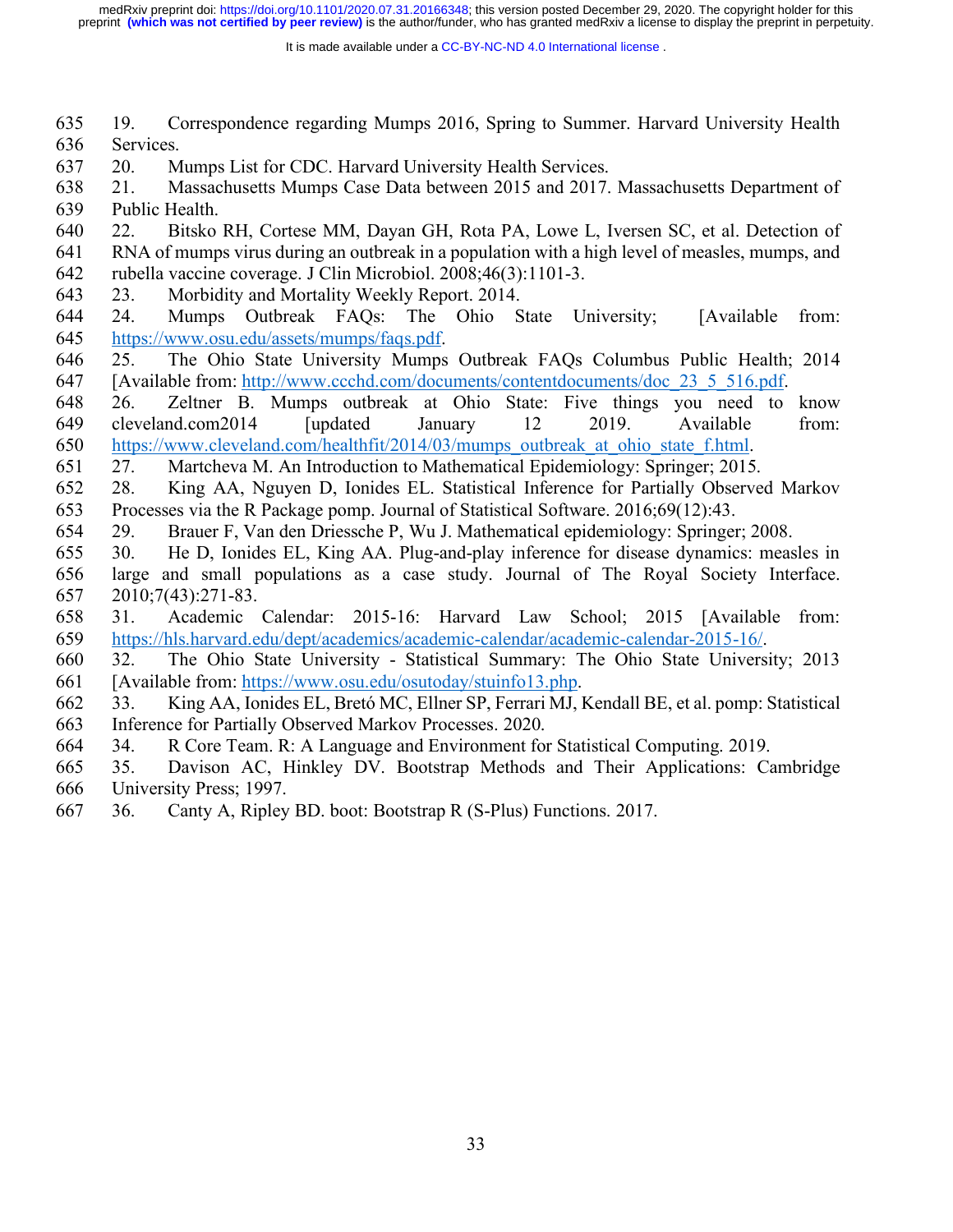19. Correspondence regarding Mumps 2016, Spring to Summer. Harvard University Health Services.
20. Mumps List for CDC. Harvard University Health Services.
21. Massachusetts Mumps Case Data between 2015 and 2017. Massachusetts Department of Public Health.
22. Bitsko RH, Cortese MM, Dayan GH, Rota PA, Lowe L, Iversen SC, et al. Detection of RNA of mumps virus during an outbreak in a population with a high level of measles, mumps, and rubella vaccine coverage. J Clin Microbiol. 2008;46(3):1101-3.
23. Morbidity and Mortality Weekly Report. 2014.
24. Mumps Outbreak FAQs: The Ohio State University; [Available from: https://www.osu.edu/assets/mumps/faqs.pdf.
25. The Ohio State University Mumps Outbreak FAQs Columbus Public Health; 2014 [Available from: http://www.ccchd.com/documents/contentdocuments/doc_23_5_516.pdf.
26. Zeltner B. Mumps outbreak at Ohio State: Five things you need to know cleveland.com2014 [updated January 12 2019. Available from: https://www.cleveland.com/healthfit/2014/03/mumps_outbreak_at_ohio_state_f.html.
27. Martcheva M. An Introduction to Mathematical Epidemiology: Springer; 2015.
28. King AA, Nguyen D, Ionides EL. Statistical Inference for Partially Observed Markov Processes via the R Package pomp. Journal of Statistical Software. 2016;69(12):43.
29. Brauer F, Van den Driessche P, Wu J. Mathematical epidemiology: Springer; 2008.
30. He D, Ionides EL, King AA. Plug-and-play inference for disease dynamics: measles in large and small populations as a case study. Journal of The Royal Society Interface. 2010;7(43):271-83.
31. Academic Calendar: 2015-16: Harvard Law School; 2015 [Available from: https://hls.harvard.edu/dept/academics/academic-calendar/academic-calendar-2015-16/.
32. The Ohio State University - Statistical Summary: The Ohio State University; 2013 [Available from: https://www.osu.edu/osutoday/stuinfo13.php.
33. King AA, Ionides EL, Bretó MC, Ellner SP, Ferrari MJ, Kendall BE, et al. pomp: Statistical Inference for Partially Observed Markov Processes. 2020.
34. R Core Team. R: A Language and Environment for Statistical Computing. 2019.
35. Davison AC, Hinkley DV. Bootstrap Methods and Their Applications: Cambridge University Press; 1997.
36. Canty A, Ripley BD. boot: Bootstrap R (S-Plus) Functions. 2017.